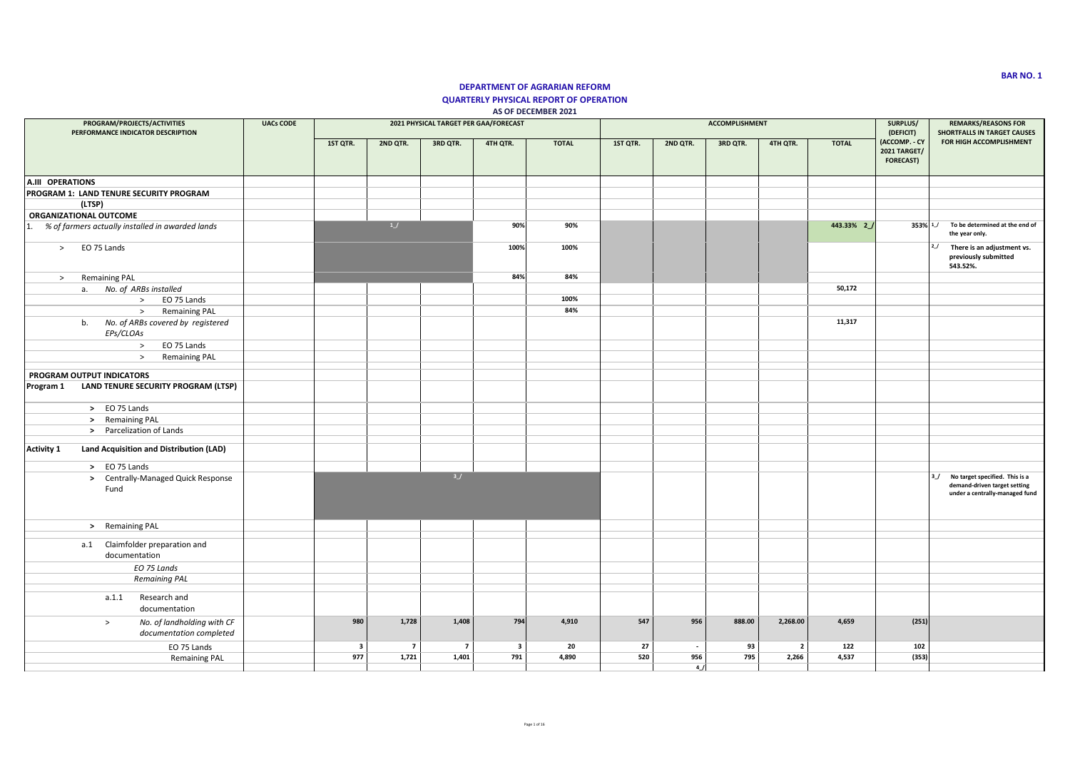**BAR NO. 1**

# DEPARTMENT OF AGRARIAN REFORM

## QUARTERLY PHYSICAL REPORT OF OPERATION

### AS OF DECEMBER 2021

| PROGRAM/PROJECTS/ACTIVITIES PERFORMANCE INDICATOR DESCRIPTION | UACs CODE | 2021 PHYSICAL TARGET PER GAA/FORECAST | | | | | ACCOMPLISHMENT | | | | | SURPLUS/ (DEFICIT) (ACCOMP. - CY 2021 TARGET/ FORECAST) | REMARKS/REASONS FOR SHORTFALLS IN TARGET CAUSES FOR HIGH ACCOMPLISHMENT |
|---|---|---|---|---|---|---|---|---|---|---|---|---|---|
| | | 1ST QTR. | 2ND QTR. | 3RD QTR. | 4TH QTR. | TOTAL | 1ST QTR. | 2ND QTR. | 3RD QTR. | 4TH QTR. | TOTAL | | |
| **A.III OPERATIONS** | | | | | | | | | | | | | |
| **PROGRAM 1: LAND TENURE SECURITY PROGRAM (LTSP)** | | | | | | | | | | | | | |
| **ORGANIZATIONAL OUTCOME** | | | | | | | | | | | | | |
| 1. *% of farmers actually installed in awarded lands* | | | 1_/ | | 90% | 90% | | | | | 443.33% 2_/ | 353% | 1_/ To be determined at the end of the year only. |
| > EO 75 Lands | | | | | 100% | 100% | | | | | | | 2_/ There is an adjustment vs. previously submitted 543.52%. |
| > Remaining PAL | | | | | 84% | 84% | | | | | | | |
| a. *No. of ARBs installed* | | | | | | | | | | | 50,172 | | |
| > EO 75 Lands | | | | | | 100% | | | | | | | |
| > Remaining PAL | | | | | | 84% | | | | | | | |
| b. *No. of ARBs covered by registered EPs/CLOAs* | | | | | | | | | | | 11,317 | | |
| > EO 75 Lands | | | | | | | | | | | | | |
| > Remaining PAL | | | | | | | | | | | | | |
| **PROGRAM OUTPUT INDICATORS** | | | | | | | | | | | | | |
| **Program 1 LAND TENURE SECURITY PROGRAM (LTSP)** | | | | | | | | | | | | | |
| > EO 75 Lands | | | | | | | | | | | | | |
| > Remaining PAL | | | | | | | | | | | | | |
| > Parcelization of Lands | | | | | | | | | | | | | |
| **Activity 1 Land Acquisition and Distribution (LAD)** | | | | | | | | | | | | | |
| > EO 75 Lands | | | | | | | | | | | | | |
| > Centrally-Managed Quick Response Fund | | | | 3_/ | | | | | | | | | 3_/ No target specified. This is a demand-driven target setting under a centrally-managed fund |
| > Remaining PAL | | | | | | | | | | | | | |
| a.1 Claimfolder preparation and documentation | | | | | | | | | | | | | |
| *EO 75 Lands* | | | | | | | | | | | | | |
| *Remaining PAL* | | | | | | | | | | | | | |
| a.1.1 Research and documentation | | | | | | | | | | | | | |
| > *No. of landholding with CF documentation completed* | | 980 | 1,728 | 1,408 | 794 | 4,910 | 547 | 956 | 888.00 | 2,268.00 | 4,659 | (251) | |
| EO 75 Lands | | 3 | 7 | 7 | 3 | 20 | 27 | - | 93 | 2 | 122 | 102 | |
| Remaining PAL | | 977 | 1,721 | 1,401 | 791 | 4,890 | 520 | 956 | 795 | 2,266 | 4,537 | (353) | |
| | | | | | | | | 4_/ | | | | | |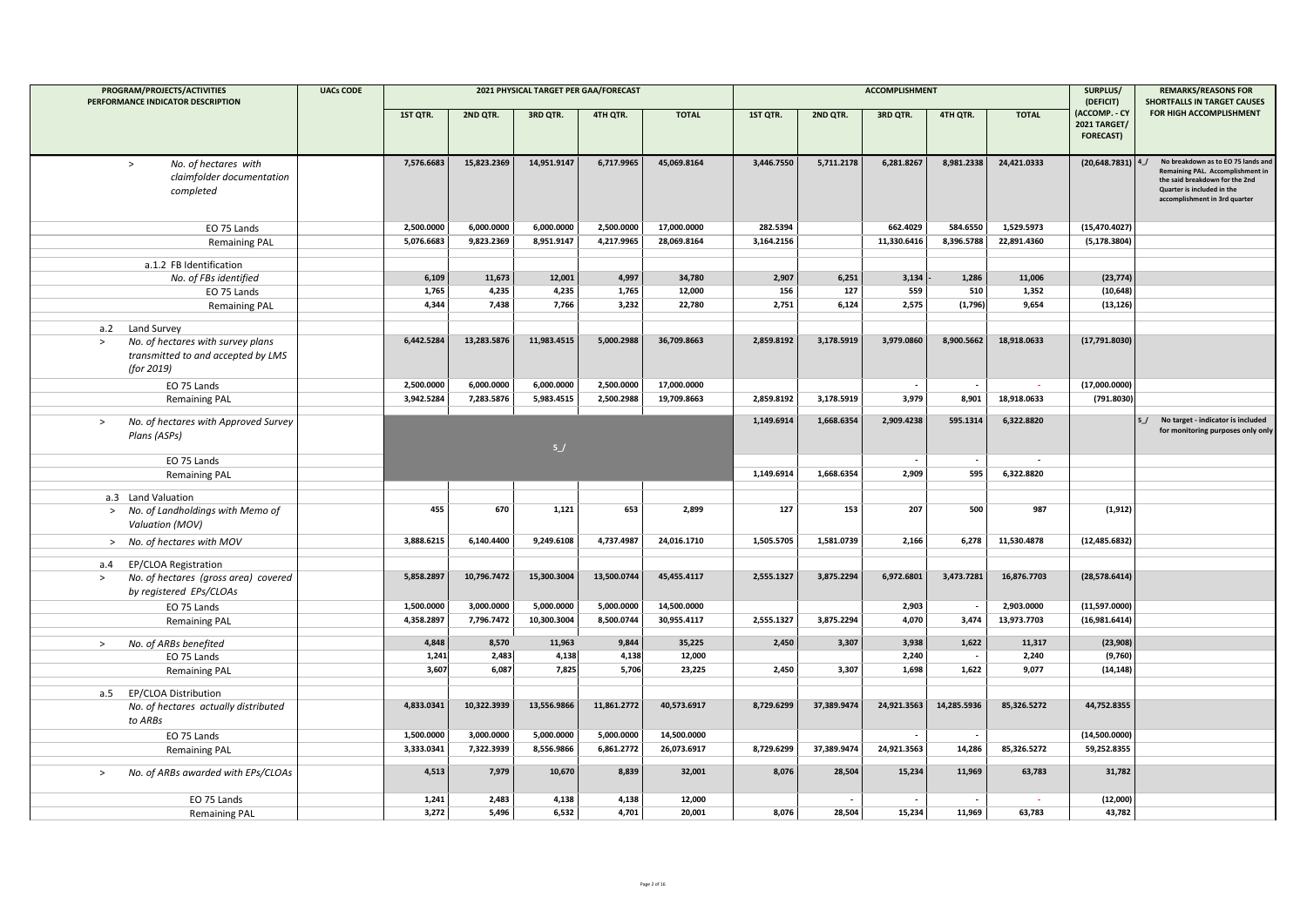| PROGRAM/PROJECTS/ACTIVITIES PERFORMANCE INDICATOR DESCRIPTION | UACs CODE | 2021 PHYSICAL TARGET PER GAA/FORECAST | | | | | ACCOMPLISHMENT | | | | | SURPLUS/ (DEFICIT) | REMARKS/REASONS FOR SHORTFALLS IN TARGET CAUSES |
|---|---|---|---|---|---|---|---|---|---|---|---|---|---|
| | | 1ST QTR. | 2ND QTR. | 3RD QTR. | 4TH QTR. | TOTAL | 1ST QTR. | 2ND QTR. | 3RD QTR. | 4TH QTR. | TOTAL | (ACCOMP. - CY 2021 TARGET/ FORECAST) | FOR HIGH ACCOMPLISHMENT |
| > *No. of hectares with claimfolder documentation completed* | | 7,576.6683 | 15,823.2369 | 14,951.9147 | 6,717.9965 | 45,069.8164 | 3,446.7550 | 5,711.2178 | 6,281.8267 | 8,981.2338 | 24,421.0333 | (20,648.7831) 4_/ | No breakdown as to EO 75 lands and Remaining PAL. Accomplishment in the said breakdown for the 2nd Quarter is included in the accomplishment in 3rd quarter |
| EO 75 Lands | | 2,500.0000 | 6,000.0000 | 6,000.0000 | 2,500.0000 | 17,000.0000 | 282.5394 | | 662.4029 | 584.6550 | 1,529.5973 | (15,470.4027) | |
| Remaining PAL | | 5,076.6683 | 9,823.2369 | 8,951.9147 | 4,217.9965 | 28,069.8164 | 3,164.2156 | | 11,330.6416 | 8,396.5788 | 22,891.4360 | (5,178.3804) | |
| a.1.2 FB Identification | | | | | | | | | | | | | |
| *No. of FBs identified* | | 6,109 | 11,673 | 12,001 | 4,997 | 34,780 | 2,907 | 6,251 | 3,134 | - 1,286 | 11,006 | (23,774) | |
| EO 75 Lands | | 1,765 | 4,235 | 4,235 | 1,765 | 12,000 | 156 | 127 | 559 | 510 | 1,352 | (10,648) | |
| Remaining PAL | | 4,344 | 7,438 | 7,766 | 3,232 | 22,780 | 2,751 | 6,124 | 2,575 | (1,796) | 9,654 | (13,126) | |
| a.2 Land Survey | | | | | | | | | | | | | |
| > *No. of hectares with survey plans transmitted to and accepted by LMS (for 2019)* | | 6,442.5284 | 13,283.5876 | 11,983.4515 | 5,000.2988 | 36,709.8663 | 2,859.8192 | 3,178.5919 | 3,979.0860 | 8,900.5662 | 18,918.0633 | (17,791.8030) | |
| EO 75 Lands | | 2,500.0000 | 6,000.0000 | 6,000.0000 | 2,500.0000 | 17,000.0000 | | | - | - | - | (17,000.0000) | |
| Remaining PAL | | 3,942.5284 | 7,283.5876 | 5,983.4515 | 2,500.2988 | 19,709.8663 | 2,859.8192 | 3,178.5919 | 3,979 | 8,901 | 18,918.0633 | (791.8030) | |
| > *No. of hectares with Approved Survey Plans (ASPs)* | | | | 5_/ | | | 1,149.6914 | 1,668.6354 | 2,909.4238 | 595.1314 | 6,322.8820 | | 5_/ No target - indicator is included for monitoring purposes only only |
| EO 75 Lands | | | | | | | | | - | - | - | | |
| Remaining PAL | | | | | | | 1,149.6914 | 1,668.6354 | 2,909 | 595 | 6,322.8820 | | |
| a.3 Land Valuation | | | | | | | | | | | | | |
| > *No. of Landholdings with Memo of Valuation (MOV)* | | 455 | 670 | 1,121 | 653 | 2,899 | 127 | 153 | 207 | 500 | 987 | (1,912) | |
| > *No. of hectares with MOV* | | 3,888.6215 | 6,140.4400 | 9,249.6108 | 4,737.4987 | 24,016.1710 | 1,505.5705 | 1,581.0739 | 2,166 | 6,278 | 11,530.4878 | (12,485.6832) | |
| a.4 EP/CLOA Registration | | | | | | | | | | | | | |
| > *No. of hectares (gross area) covered by registered EPs/CLOAs* | | 5,858.2897 | 10,796.7472 | 15,300.3004 | 13,500.0744 | 45,455.4117 | 2,555.1327 | 3,875.2294 | 6,972.6801 | 3,473.7281 | 16,876.7703 | (28,578.6414) | |
| EO 75 Lands | | 1,500.0000 | 3,000.0000 | 5,000.0000 | 5,000.0000 | 14,500.0000 | | | 2,903 | - | 2,903.0000 | (11,597.0000) | |
| Remaining PAL | | 4,358.2897 | 7,796.7472 | 10,300.3004 | 8,500.0744 | 30,955.4117 | 2,555.1327 | 3,875.2294 | 4,070 | 3,474 | 13,973.7703 | (16,981.6414) | |
| > *No. of ARBs benefited* | | 4,848 | 8,570 | 11,963 | 9,844 | 35,225 | 2,450 | 3,307 | 3,938 | 1,622 | 11,317 | (23,908) | |
| EO 75 Lands | | 1,241 | 2,483 | 4,138 | 4,138 | 12,000 | | | 2,240 | - | 2,240 | (9,760) | |
| Remaining PAL | | 3,607 | 6,087 | 7,825 | 5,706 | 23,225 | 2,450 | 3,307 | 1,698 | 1,622 | 9,077 | (14,148) | |
| a.5 EP/CLOA Distribution | | | | | | | | | | | | | |
| *No. of hectares actually distributed to ARBs* | | 4,833.0341 | 10,322.3939 | 13,556.9866 | 11,861.2772 | 40,573.6917 | 8,729.6299 | 37,389.9474 | 24,921.3563 | 14,285.5936 | 85,326.5272 | 44,752.8355 | |
| EO 75 Lands | | 1,500.0000 | 3,000.0000 | 5,000.0000 | 5,000.0000 | 14,500.0000 | | | - | - | | (14,500.0000) | |
| Remaining PAL | | 3,333.0341 | 7,322.3939 | 8,556.9866 | 6,861.2772 | 26,073.6917 | 8,729.6299 | 37,389.9474 | 24,921.3563 | 14,286 | 85,326.5272 | 59,252.8355 | |
| > *No. of ARBs awarded with EPs/CLOAs* | | 4,513 | 7,979 | 10,670 | 8,839 | 32,001 | 8,076 | 28,504 | 15,234 | 11,969 | 63,783 | 31,782 | |
| EO 75 Lands | | 1,241 | 2,483 | 4,138 | 4,138 | 12,000 | | - | - | - | - | (12,000) | |
| Remaining PAL | | 3,272 | 5,496 | 6,532 | 4,701 | 20,001 | 8,076 | 28,504 | 15,234 | 11,969 | 63,783 | 43,782 | |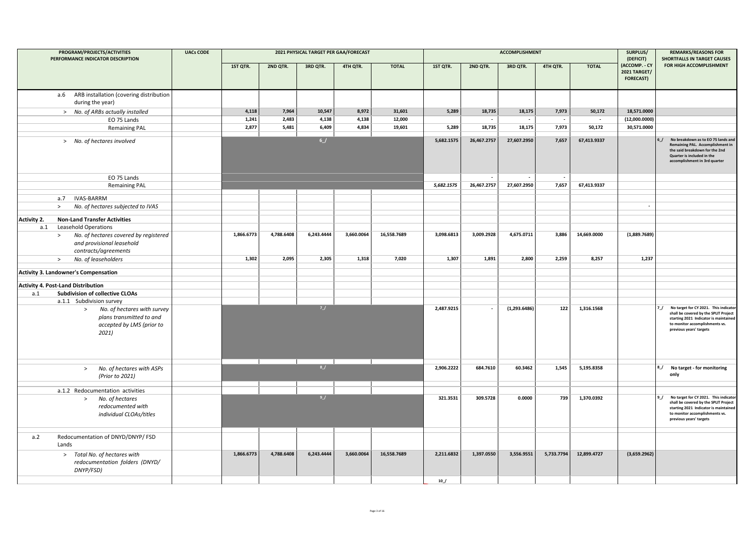| PROGRAM/PROJECTS/ACTIVITIES PERFORMANCE INDICATOR DESCRIPTION | UACs CODE | 2021 PHYSICAL TARGET PER GAA/FORECAST | | | | | ACCOMPLISHMENT | | | | | SURPLUS/ (DEFICIT) (ACCOMP. - CY 2021 TARGET/ FORECAST) | REMARKS/REASONS FOR SHORTFALLS IN TARGET CAUSES FOR HIGH ACCOMPLISHMENT |
|---|---|---|---|---|---|---|---|---|---|---|---|---|---|
| | | 1ST QTR. | 2ND QTR. | 3RD QTR. | 4TH QTR. | TOTAL | 1ST QTR. | 2ND QTR. | 3RD QTR. | 4TH QTR. | TOTAL | | |
| a.6 ARB installation (covering distribution during the year) | | | | | | | | | | | | | |
| > *No. of ARBs actually installed* | | 4,118 | 7,964 | 10,547 | 8,972 | 31,601 | 5,289 | 18,735 | 18,175 | 7,973 | 50,172 | 18,571.0000 | |
| EO 75 Lands | | 1,241 | 2,483 | 4,138 | 4,138 | 12,000 | | - | - | - | - | (12,000.0000) | |
| Remaining PAL | | 2,877 | 5,481 | 6,409 | 4,834 | 19,601 | 5,289 | 18,735 | 18,175 | 7,973 | 50,172 | 30,571.0000 | |
| > *No. of hectares involved* | | | | 6_/ | | | 5,682.1575 | 26,467.2757 | 27,607.2950 | 7,657 | 67,413.9337 | | 6_/ No breakdown as to EO 75 lands and Remaining PAL. Accomplishment in the said breakdown for the 2nd Quarter is included in the accomplishment in 3rd quarter |
| EO 75 Lands | | | | | | | | - | - | - | | | |
| Remaining PAL | | | | | | | *5,682.1575* | 26,467.2757 | 27,607.2950 | 7,657 | 67,413.9337 | | |
| a.7 IVAS-BARRM | | | | | | | | | | | | | |
| > *No. of hectares subjected to IVAS* | | | | | | | | | | | | - | |
| **Activity 2. Non-Land Transfer Activities** | | | | | | | | | | | | | |
| a.1 Leasehold Operations | | | | | | | | | | | | | |
| > *No. of hectares covered by registered and provisional leasehold contracts/agreements* | | 1,866.6773 | 4,788.6408 | 6,243.4444 | 3,660.0064 | 16,558.7689 | 3,098.6813 | 3,009.2928 | 4,675.0711 | 3,886 | 14,669.0000 | (1,889.7689) | |
| > *No. of leaseholders* | | 1,302 | 2,095 | 2,305 | 1,318 | 7,020 | 1,307 | 1,891 | 2,800 | 2,259 | 8,257 | 1,237 | |
| **Activity 3. Landowner's Compensation** | | | | | | | | | | | | | |
| **Activity 4. Post-Land Distribution** | | | | | | | | | | | | | |
| **a.1 Subdivision of collective CLOAs** | | | | | | | | | | | | | |
| a.1.1 Subdivision survey | | | | | | | | | | | | | |
| > *No. of hectares with survey plans transmitted to and accepted by LMS (prior to 2021)* | | | | 7_/ | | | 2,487.9215 | - | (1,293.6486) | 122 | 1,316.1568 | | 7_/ No target for CY 2021. This indicator shall be covered by the SPLIT Project starting 2021 Indicator is maintained to monitor accomplishments vs. previous years' targets |
| > *No. of hectares with ASPs (Prior to 2021)* | | | | 8_/ | | | 2,906.2222 | 684.7610 | 60.3462 | 1,545 | 5,195.8358 | | 8_/ **No target - for monitoring only** |
| a.1.2 Redocumentation activities | | | | | | | | | | | | | |
| > *No. of hectares redocumented with individual CLOAs/titles* | | | | 9_/ | | | 321.3531 | 309.5728 | 0.0000 | 739 | 1,370.0392 | | 9_/ No target for CY 2021. This indicator shall be covered by the SPLIT Project starting 2021 Indicator is maintained to monitor accomplishments vs. previous years' targets |
| a.2 Redocumentation of DNYD/DNYP/ FSD Lands | | | | | | | | | | | | | |
| > *Total No. of hectares with redocumentation folders (DNYD/ DNYP/FSD)* | | 1,866.6773 | 4,788.6408 | 6,243.4444 | 3,660.0064 | 16,558.7689 | 2,211.6832 | 1,397.0550 | 3,556.9551 | 5,733.7794 | 12,899.4727 | (3,659.2962) | |
| | | | | | | | 10_/ | | | | | | |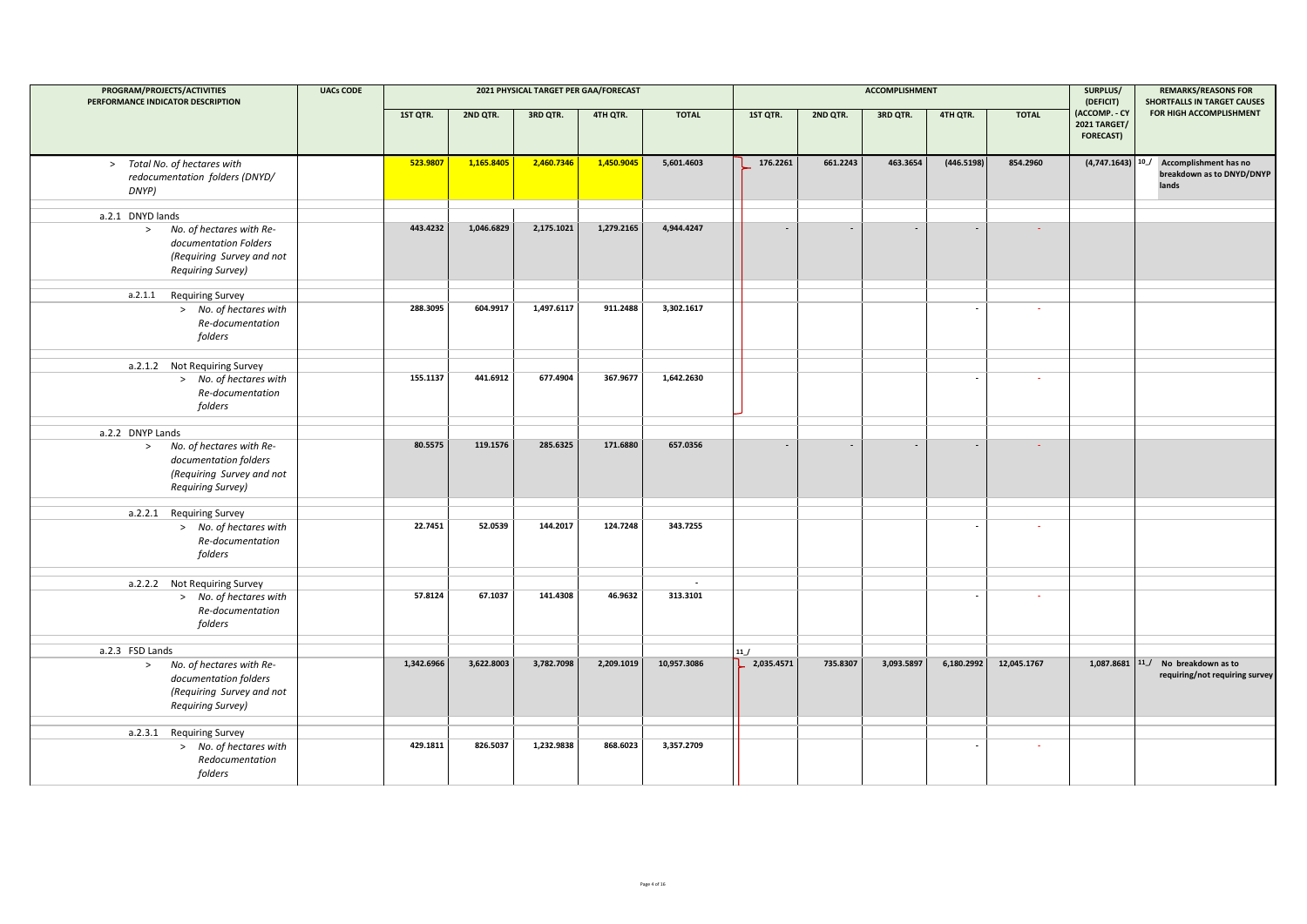| PROGRAM/PROJECTS/ACTIVITIES PERFORMANCE INDICATOR DESCRIPTION | UACs CODE | 2021 PHYSICAL TARGET PER GAA/FORECAST | | | | | ACCOMPLISHMENT | | | | | SURPLUS/ (DEFICIT) | REMARKS/REASONS FOR SHORTFALLS IN TARGET CAUSES FOR HIGH ACCOMPLISHMENT |
|---|---|---|---|---|---|---|---|---|---|---|---|---|---|
| | | 1ST QTR. | 2ND QTR. | 3RD QTR. | 4TH QTR. | TOTAL | 1ST QTR. | 2ND QTR. | 3RD QTR. | 4TH QTR. | TOTAL | (ACCOMP. - CY 2021 TARGET/ FORECAST) | |
| > *Total No. of hectares with redocumentation folders (DNYD/ DNYP)* | | **523.9807** | **1,165.8405** | **2,460.7346** | **1,450.9045** | **5,601.4603** | **176.2261** | **661.2243** | **463.3654** | **(446.5198)** | **854.2960** | **(4,747.1643)** 10_/ | **Accomplishment has no breakdown as to DNYD/DNYP lands** |
| a.2.1 DNYD lands | | | | | | | | | | | | | |
| > *No. of hectares with Re-documentation Folders (Requiring Survey and not Requiring Survey)* | | **443.4232** | **1,046.6829** | **2,175.1021** | **1,279.2165** | **4,944.4247** | - | - | - | - | - | | |
| a.2.1.1 Requiring Survey | | | | | | | | | | | | | |
| > *No. of hectares with Re-documentation folders* | | **288.3095** | **604.9917** | **1,497.6117** | **911.2488** | **3,302.1617** | | | | - | - | | |
| a.2.1.2 Not Requiring Survey | | | | | | | | | | | | | |
| > *No. of hectares with Re-documentation folders* | | **155.1137** | **441.6912** | **677.4904** | **367.9677** | **1,642.2630** | | | | - | - | | |
| a.2.2 DNYP Lands | | | | | | | | | | | | | |
| > *No. of hectares with Re-documentation folders (Requiring Survey and not Requiring Survey)* | | **80.5575** | **119.1576** | **285.6325** | **171.6880** | **657.0356** | - | - | - | - | - | | |
| a.2.2.1 Requiring Survey | | | | | | | | | | | | | |
| > *No. of hectares with Re-documentation folders* | | **22.7451** | **52.0539** | **144.2017** | **124.7248** | **343.7255** | | | | - | - | | |
| a.2.2.2 Not Requiring Survey | | | | | | - | | | | | | | |
| > *No. of hectares with Re-documentation folders* | | **57.8124** | **67.1037** | **141.4308** | **46.9632** | **313.3101** | | | | - | - | | |
| a.2.3 FSD Lands | | | | | | | 11_/ | | | | | | |
| > *No. of hectares with Re-documentation folders (Requiring Survey and not Requiring Survey)* | | **1,342.6966** | **3,622.8003** | **3,782.7098** | **2,209.1019** | **10,957.3086** | **2,035.4571** | **735.8307** | **3,093.5897** | **6,180.2992** | **12,045.1767** | **1,087.8681** 11_/ | **No breakdown as to requiring/not requiring survey** |
| a.2.3.1 Requiring Survey | | | | | | | | | | | | | |
| > *No. of hectares with Redocumentation folders* | | **429.1811** | **826.5037** | **1,232.9838** | **868.6023** | **3,357.2709** | | | | - | - | | |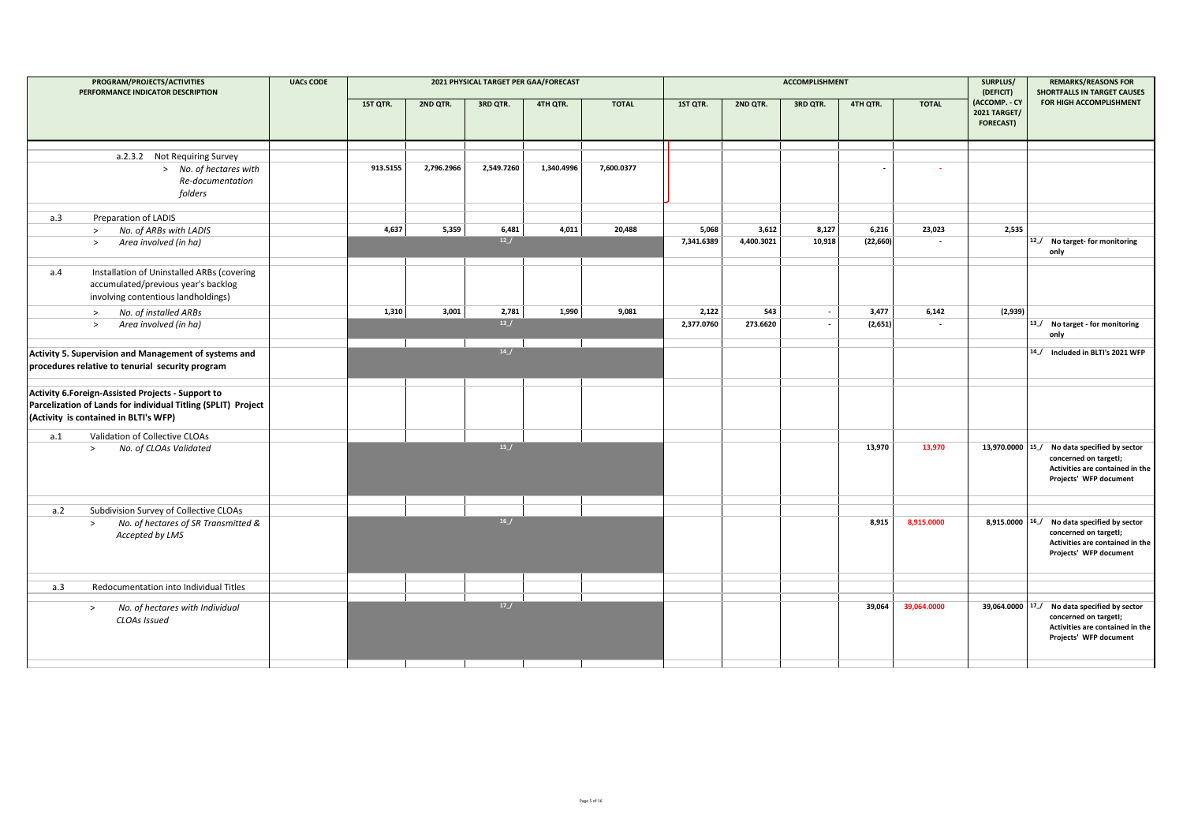| PROGRAM/PROJECTS/ACTIVITIES PERFORMANCE INDICATOR DESCRIPTION | UACs CODE | 2021 PHYSICAL TARGET PER GAA/FORECAST | | | | | ACCOMPLISHMENT | | | | | SURPLUS/ (DEFICIT) (ACCOMP. - CY 2021 TARGET/ FORECAST) | REMARKS/REASONS FOR SHORTFALLS IN TARGET CAUSES FOR HIGH ACCOMPLISHMENT |
|---|---|---|---|---|---|---|---|---|---|---|---|---|---|
| | | 1ST QTR. | 2ND QTR. | 3RD QTR. | 4TH QTR. | TOTAL | 1ST QTR. | 2ND QTR. | 3RD QTR. | 4TH QTR. | TOTAL | | |
| a.2.3.2 Not Requiring Survey | | | | | | | | | | | | | |
| > *No. of hectares with Re-documentation folders* | | 913.5155 | 2,796.2966 | 2,549.7260 | 1,340.4996 | 7,600.0377 | | | | - | - | | |
| a.3 Preparation of LADIS | | | | | | | | | | | | | |
| > *No. of ARBs with LADIS* | | 4,637 | 5,359 | 6,481 | 4,011 | 20,488 | 5,068 | 3,612 | 8,127 | 6,216 | 23,023 | 2,535 | |
| > *Area involved (in ha)* | | | | 12_/ | | | 7,341.6389 | 4,400.3021 | 10,918 | (22,660) | - | | 12_/ No target- for monitoring only |
| a.4 Installation of Uninstalled ARBs (covering accumulated/previous year's backlog involving contentious landholdings) | | | | | | | | | | | | | |
| > *No. of installed ARBs* | | 1,310 | 3,001 | 2,781 | 1,990 | 9,081 | 2,122 | 543 | - | 3,477 | 6,142 | (2,939) | |
| > *Area involved (in ha)* | | | | 13_/ | | | 2,377.0760 | 273.6620 | - | (2,651) | - | | 13_/ No target - for monitoring only |
| **Activity 5. Supervision and Management of systems and procedures relative to tenurial security program** | | | | 14_/ | | | | | | | | | 14_/ Included in BLTI's 2021 WFP |
| **Activity 6.Foreign-Assisted Projects - Support to Parcelization of Lands for individual Titling (SPLIT) Project (Activity is contained in BLTI's WFP)** | | | | | | | | | | | | | |
| a.1 Validation of Collective CLOAs | | | | | | | | | | | | | |
| > *No. of CLOAs Validated* | | | | 15_/ | | | | | | 13,970 | 13,970 | 13,970.0000 | 15_/ No data specified by sector concerned on target; Activities are contained in the Projects' WFP document |
| a.2 Subdivision Survey of Collective CLOAs | | | | | | | | | | | | | |
| > *No. of hectares of SR Transmitted & Accepted by LMS* | | | | 16_/ | | | | | | 8,915 | 8,915.0000 | 8,915.0000 | 16_/ No data specified by sector concerned on target; Activities are contained in the Projects' WFP document |
| a.3 Redocumentation into Individual Titles | | | | | | | | | | | | | |
| > *No. of hectares with Individual CLOAs Issued* | | | | 17_/ | | | | | | 39,064 | 39,064.0000 | 39,064.0000 | 17_/ No data specified by sector concerned on target; Activities are contained in the Projects' WFP document |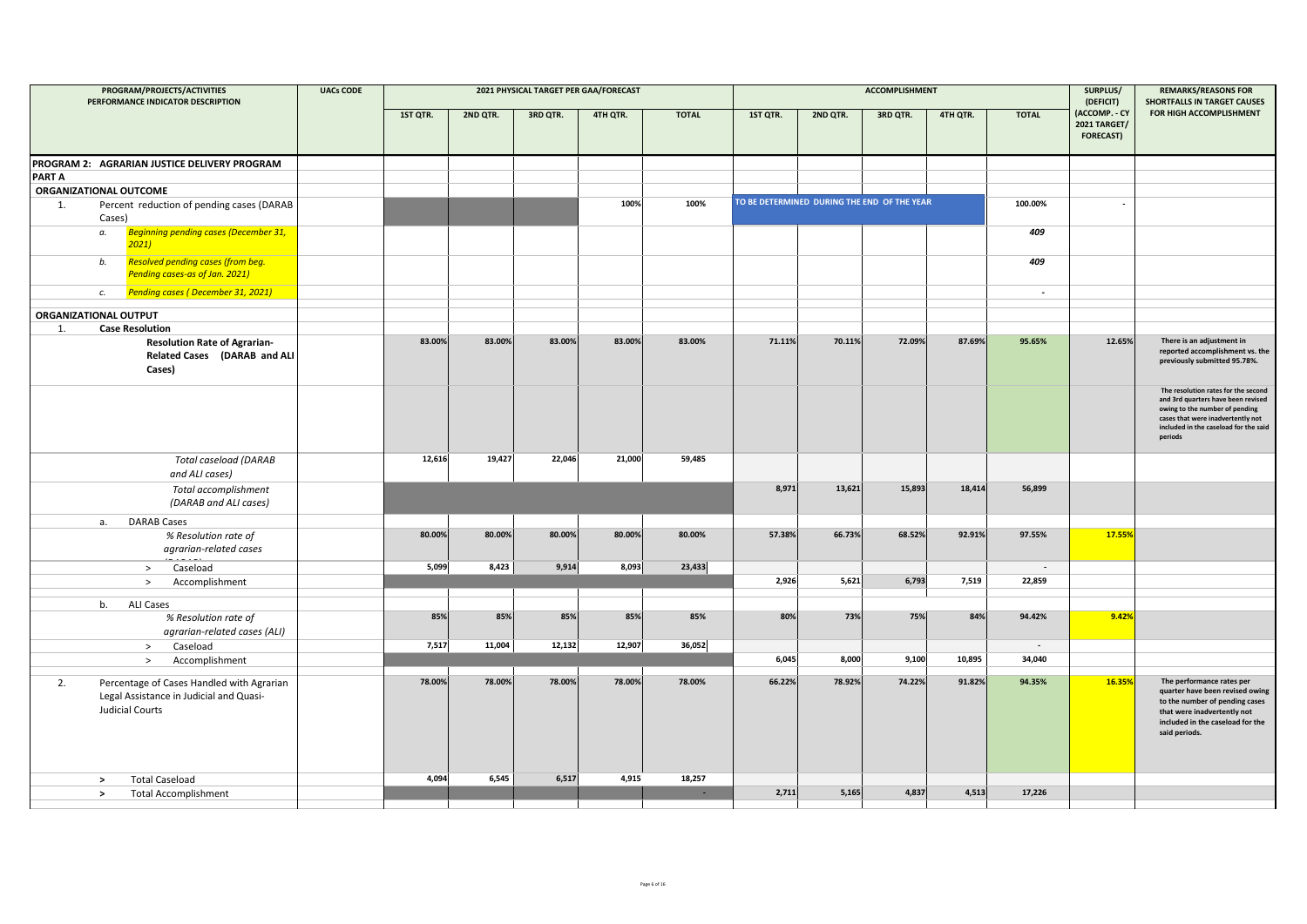| PROGRAM/PROJECTS/ACTIVITIES PERFORMANCE INDICATOR DESCRIPTION | UACs CODE | 2021 PHYSICAL TARGET PER GAA/FORECAST | | | | | ACCOMPLISHMENT | | | | | SURPLUS/ (DEFICIT) (ACCOMP. - CY 2021 TARGET/ FORECAST) | REMARKS/REASONS FOR SHORTFALLS IN TARGET CAUSES FOR HIGH ACCOMPLISHMENT |
|---|---|---|---|---|---|---|---|---|---|---|---|---|---|
| | | 1ST QTR. | 2ND QTR. | 3RD QTR. | 4TH QTR. | TOTAL | 1ST QTR. | 2ND QTR. | 3RD QTR. | 4TH QTR. | TOTAL | | |
| **PROGRAM 2: AGRARIAN JUSTICE DELIVERY PROGRAM** | | | | | | | | | | | | | |
| **PART A** | | | | | | | | | | | | | |
| **ORGANIZATIONAL OUTCOME** | | | | | | | | | | | | | |
| 1. Percent reduction of pending cases (DARAB Cases) | | | | | 100% | 100% | TO BE DETERMINED DURING THE END OF THE YEAR | | | | 100.00% | - | |
| *a. Beginning pending cases (December 31, 2021)* | | | | | | | | | | | *409* | | |
| *b. Resolved pending cases (from beg. Pending cases-as of Jan. 2021)* | | | | | | | | | | | *409* | | |
| *c. Pending cases ( December 31, 2021)* | | | | | | | | | | | - | | |
| **ORGANIZATIONAL OUTPUT** | | | | | | | | | | | | | |
| 1. **Case Resolution** | | | | | | | | | | | | | |
| **Resolution Rate of Agrarian-Related Cases (DARAB and ALI Cases)** | | 83.00% | 83.00% | 83.00% | 83.00% | 83.00% | 71.11% | 70.11% | 72.09% | 87.69% | 95.65% | 12.65% | There is an adjustment in reported accomplishment vs. the previously submitted 95.78%. |
| | | | | | | | | | | | | | The resolution rates for the second and 3rd quarters have been revised owing to the number of pending cases that were inadvertently not included in the caseload for the said periods |
| *Total caseload (DARAB and ALI cases)* | | 12,616 | 19,427 | 22,046 | 21,000 | 59,485 | | | | | | | |
| *Total accomplishment (DARAB and ALI cases)* | | | | | | | 8,971 | 13,621 | 15,893 | 18,414 | 56,899 | | |
| a. DARAB Cases | | | | | | | | | | | | | |
| *% Resolution rate of agrarian-related cases* | | 80.00% | 80.00% | 80.00% | 80.00% | 80.00% | 57.38% | 66.73% | 68.52% | 92.91% | 97.55% | 17.55% | |
| > Caseload | | 5,099 | 8,423 | 9,914 | 8,093 | 23,433 | | | | | - | | |
| > Accomplishment | | | | | | | 2,926 | 5,621 | 6,793 | 7,519 | 22,859 | | |
| b. ALI Cases | | | | | | | | | | | | | |
| *% Resolution rate of agrarian-related cases (ALI)* | | 85% | 85% | 85% | 85% | 85% | 80% | 73% | 75% | 84% | 94.42% | 9.42% | |
| > Caseload | | 7,517 | 11,004 | 12,132 | 12,907 | 36,052 | | | | | - | | |
| > Accomplishment | | | | | | | 6,045 | 8,000 | 9,100 | 10,895 | 34,040 | | |
| 2. Percentage of Cases Handled with Agrarian Legal Assistance in Judicial and Quasi-Judicial Courts | | 78.00% | 78.00% | 78.00% | 78.00% | 78.00% | 66.22% | 78.92% | 74.22% | 91.82% | 94.35% | 16.35% | The performance rates per quarter have been revised owing to the number of pending cases that were inadvertently not included in the caseload for the said periods. |
| > Total Caseload | | 4,094 | 6,545 | 6,517 | 4,915 | 18,257 | | | | | | | |
| > Total Accomplishment | | | | | | - | 2,711 | 5,165 | 4,837 | 4,513 | 17,226 | | |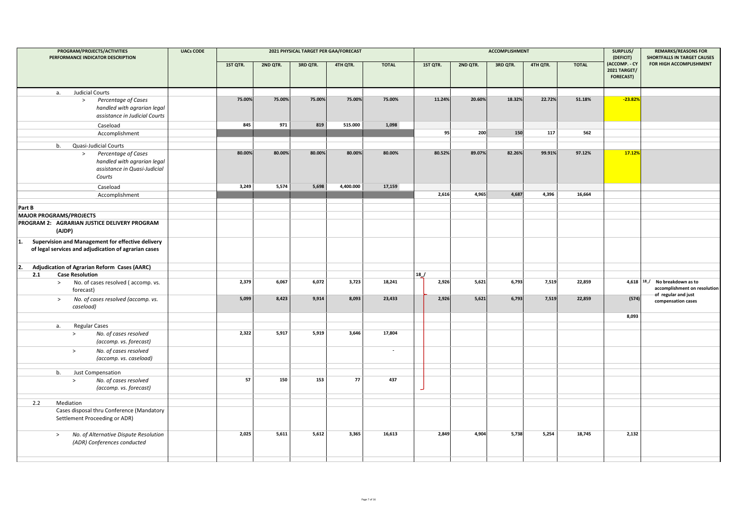| PROGRAM/PROJECTS/ACTIVITIES PERFORMANCE INDICATOR DESCRIPTION | UACs CODE | 2021 PHYSICAL TARGET PER GAA/FORECAST | | | | | ACCOMPLISHMENT | | | | | SURPLUS/ (DEFICIT) (ACCOMP. - CY 2021 TARGET/ FORECAST) | REMARKS/REASONS FOR SHORTFALLS IN TARGET CAUSES FOR HIGH ACCOMPLISHMENT |
|---|---|---|---|---|---|---|---|---|---|---|---|---|---|
| | | 1ST QTR. | 2ND QTR. | 3RD QTR. | 4TH QTR. | TOTAL | 1ST QTR. | 2ND QTR. | 3RD QTR. | 4TH QTR. | TOTAL | | |
| a. Judicial Courts | | | | | | | | | | | | | |
| > *Percentage of Cases handled with agrarian legal assistance in Judicial Courts* | | 75.00% | 75.00% | 75.00% | 75.00% | 75.00% | 11.24% | 20.60% | 18.32% | 22.72% | 51.18% | -23.82% | |
| Caseload | | 845 | 971 | 819 | 515.000 | 1,098 | | | | | | | |
| Accomplishment | | | | | | | 95 | 200 | 150 | 117 | 562 | | |
| b. Quasi-Judicial Courts | | | | | | | | | | | | | |
| > *Percentage of Cases handled with agrarian legal assistance in Quasi-Judicial Courts* | | 80.00% | 80.00% | 80.00% | 80.00% | 80.00% | 80.52% | 89.07% | 82.26% | 99.91% | 97.12% | 17.12% | |
| Caseload | | 3,249 | 5,574 | 5,698 | 4,400.000 | 17,159 | | | | | | | |
| Accomplishment | | | | | | | 2,616 | 4,965 | 4,687 | 4,396 | 16,664 | | |
| **Part B** | | | | | | | | | | | | | |
| **MAJOR PROGRAMS/PROJECTS** | | | | | | | | | | | | | |
| **PROGRAM 2: AGRARIAN JUSTICE DELIVERY PROGRAM (AJDP)** | | | | | | | | | | | | | |
| **1. Supervision and Management for effective delivery of legal services and adjudication of agrarian cases** | | | | | | | | | | | | | |
| **2. Adjudication of Agrarian Reform Cases (AARC)** | | | | | | | | | | | | | |
| **2.1 Case Resolution** | | | | | | | 18_/ | | | | | | |
| > No. of cases resolved ( accomp. vs. forecast) | | 2,379 | 6,067 | 6,072 | 3,723 | 18,241 | 2,926 | 5,621 | 6,793 | 7,519 | 22,859 | 4,618 | 18_/ No breakdown as to accomplishment on resolution of regular and just compensation cases |
| > *No. of cases resolved (accomp. vs. caseload)* | | 5,099 | 8,423 | 9,914 | 8,093 | 23,433 | 2,926 | 5,621 | 6,793 | 7,519 | 22,859 | (574) | |
| | | | | | | | | | | | | 8,093 | |
| a. Regular Cases | | | | | | | | | | | | | |
| > *No. of cases resolved (accomp. vs. forecast)* | | 2,322 | 5,917 | 5,919 | 3,646 | 17,804 | | | | | | | |
| > *No. of cases resolved (accomp. vs. caseload)* | | | | | | - | | | | | | | |
| b. Just Compensation | | | | | | | | | | | | | |
| > *No. of cases resolved (accomp. vs. forecast)* | | 57 | 150 | 153 | 77 | 437 | | | | | | | |
| 2.2 Mediation | | | | | | | | | | | | | |
| Cases disposal thru Conference (Mandatory Settlement Proceeding or ADR) | | | | | | | | | | | | | |
| > *No. of Alternative Dispute Resolution (ADR) Conferences conducted* | | 2,025 | 5,611 | 5,612 | 3,365 | 16,613 | 2,849 | 4,904 | 5,738 | 5,254 | 18,745 | 2,132 | |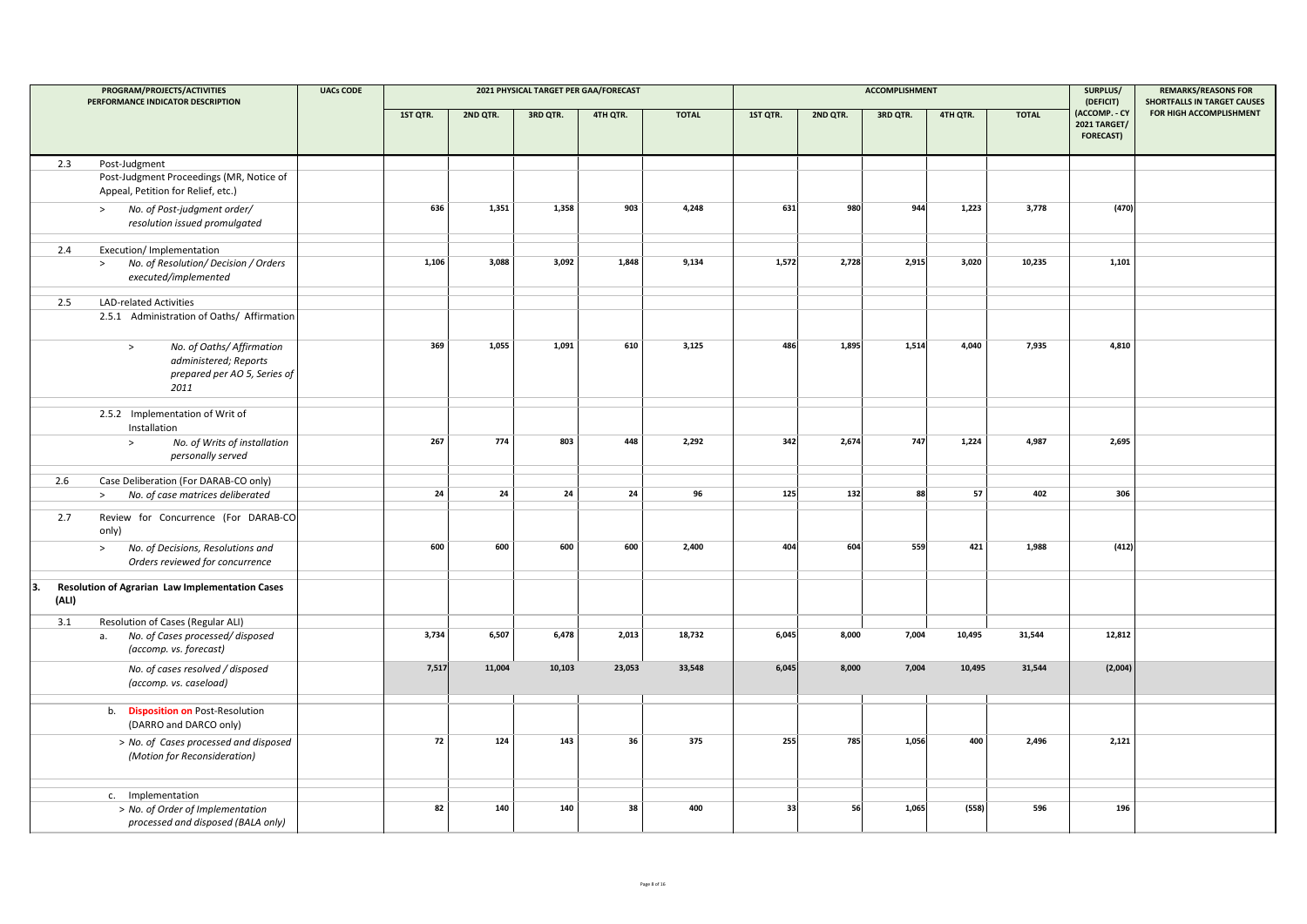| PROGRAM/PROJECTS/ACTIVITIES PERFORMANCE INDICATOR DESCRIPTION | UACs CODE | 2021 PHYSICAL TARGET PER GAA/FORECAST | | | | | ACCOMPLISHMENT | | | | | SURPLUS/ (DEFICIT) (ACCOMP. - CY 2021 TARGET/ FORECAST) | REMARKS/REASONS FOR SHORTFALLS IN TARGET CAUSES FOR HIGH ACCOMPLISHMENT |
|---|---|---|---|---|---|---|---|---|---|---|---|---|---|
| | | 1ST QTR. | 2ND QTR. | 3RD QTR. | 4TH QTR. | TOTAL | 1ST QTR. | 2ND QTR. | 3RD QTR. | 4TH QTR. | TOTAL | | |
| 2.3 Post-Judgment | | | | | | | | | | | | | |
| Post-Judgment Proceedings (MR, Notice of Appeal, Petition for Relief, etc.) | | | | | | | | | | | | | |
| > *No. of Post-judgment order/ resolution issued promulgated* | | 636 | 1,351 | 1,358 | 903 | 4,248 | 631 | 980 | 944 | 1,223 | 3,778 | (470) | |
| 2.4 Execution/ Implementation | | | | | | | | | | | | | |
| > *No. of Resolution/ Decision / Orders executed/implemented* | | 1,106 | 3,088 | 3,092 | 1,848 | 9,134 | 1,572 | 2,728 | 2,915 | 3,020 | 10,235 | 1,101 | |
| 2.5 LAD-related Activities | | | | | | | | | | | | | |
| 2.5.1 Administration of Oaths/ Affirmation | | | | | | | | | | | | | |
| > *No. of Oaths/ Affirmation administered; Reports prepared per AO 5, Series of 2011* | | 369 | 1,055 | 1,091 | 610 | 3,125 | 486 | 1,895 | 1,514 | 4,040 | 7,935 | 4,810 | |
| 2.5.2 Implementation of Writ of Installation | | | | | | | | | | | | | |
| > *No. of Writs of installation personally served* | | 267 | 774 | 803 | 448 | 2,292 | 342 | 2,674 | 747 | 1,224 | 4,987 | 2,695 | |
| 2.6 Case Deliberation (For DARAB-CO only) | | | | | | | | | | | | | |
| > *No. of case matrices deliberated* | | 24 | 24 | 24 | 24 | 96 | 125 | 132 | 88 | 57 | 402 | 306 | |
| 2.7 Review for Concurrence (For DARAB-CO only) | | | | | | | | | | | | | |
| > *No. of Decisions, Resolutions and Orders reviewed for concurrence* | | 600 | 600 | 600 | 600 | 2,400 | 404 | 604 | 559 | 421 | 1,988 | (412) | |
| **3. Resolution of Agrarian Law Implementation Cases (ALI)** | | | | | | | | | | | | | |
| 3.1 Resolution of Cases (Regular ALI) | | | | | | | | | | | | | |
| a. *No. of Cases processed/ disposed (accomp. vs. forecast)* | | 3,734 | 6,507 | 6,478 | 2,013 | 18,732 | 6,045 | 8,000 | 7,004 | 10,495 | 31,544 | 12,812 | |
| *No. of cases resolved / disposed (accomp. vs. caseload)* | | 7,517 | 11,004 | 10,103 | 23,053 | 33,548 | 6,045 | 8,000 | 7,004 | 10,495 | 31,544 | (2,004) | |
| b. **Disposition on** Post-Resolution (DARRO and DARCO only) | | | | | | | | | | | | | |
| > *No. of Cases processed and disposed (Motion for Reconsideration)* | | 72 | 124 | 143 | 36 | 375 | 255 | 785 | 1,056 | 400 | 2,496 | 2,121 | |
| c. Implementation | | | | | | | | | | | | | |
| > *No. of Order of Implementation processed and disposed (BALA only)* | | 82 | 140 | 140 | 38 | 400 | 33 | 56 | 1,065 | (558) | 596 | 196 | |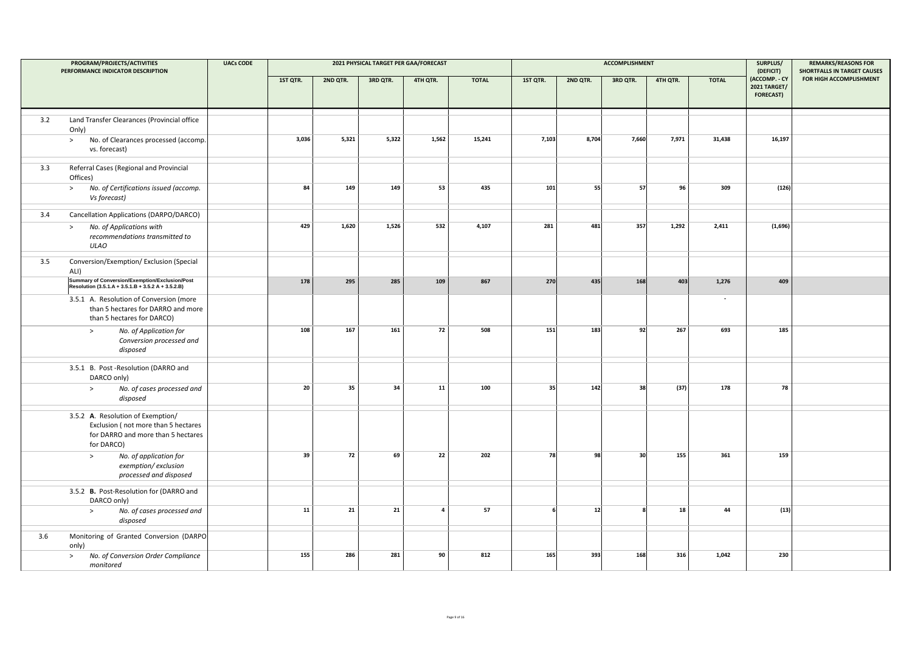| PROGRAM/PROJECTS/ACTIVITIES PERFORMANCE INDICATOR DESCRIPTION | | UACs CODE | 2021 PHYSICAL TARGET PER GAA/FORECAST | | | | | ACCOMPLISHMENT | | | | | SURPLUS/ (DEFICIT) (ACCOMP. - CY 2021 TARGET/ FORECAST) | REMARKS/REASONS FOR SHORTFALLS IN TARGET CAUSES FOR HIGH ACCOMPLISHMENT |
|---|---|---|---|---|---|---|---|---|---|---|---|---|---|---|
| | | | 1ST QTR. | 2ND QTR. | 3RD QTR. | 4TH QTR. | TOTAL | 1ST QTR. | 2ND QTR. | 3RD QTR. | 4TH QTR. | TOTAL | | |
| 3.2 | Land Transfer Clearances (Provincial office Only) | | | | | | | | | | | | | |
| | > No. of Clearances processed (accomp. vs. forecast) | | 3,036 | 5,321 | 5,322 | 1,562 | 15,241 | 7,103 | 8,704 | 7,660 | 7,971 | 31,438 | 16,197 | |
| 3.3 | Referral Cases (Regional and Provincial Offices) | | | | | | | | | | | | | |
| | > *No. of Certifications issued (accomp. Vs forecast)* | | 84 | 149 | 149 | 53 | 435 | 101 | 55 | 57 | 96 | 309 | (126) | |
| 3.4 | Cancellation Applications (DARPO/DARCO) | | | | | | | | | | | | | |
| | > *No. of Applications with recommendations transmitted to ULAO* | | 429 | 1,620 | 1,526 | 532 | 4,107 | 281 | 481 | 357 | 1,292 | 2,411 | (1,696) | |
| 3.5 | Conversion/Exemption/ Exclusion (Special ALI) | | | | | | | | | | | | | |
| | **Summary of Conversion/Exemption/Exclusion/Post Resolution (3.5.1.A + 3.5.1.B + 3.5.2 A + 3.5.2.B)** | | 178 | 295 | 285 | 109 | 867 | 270 | 435 | 168 | 403 | 1,276 | 409 | |
| | 3.5.1 A. Resolution of Conversion (more than 5 hectares for DARRO and more than 5 hectares for DARCO) | | | | | | | | | | | - | | |
| | > *No. of Application for Conversion processed and disposed* | | 108 | 167 | 161 | 72 | 508 | 151 | 183 | 92 | 267 | 693 | 185 | |
| | 3.5.1 B. Post -Resolution (DARRO and DARCO only) | | | | | | | | | | | | | |
| | > *No. of cases processed and disposed* | | 20 | 35 | 34 | 11 | 100 | 35 | 142 | 38 | (37) | 178 | 78 | |
| | 3.5.2 **A.** Resolution of Exemption/ Exclusion ( not more than 5 hectares for DARRO and more than 5 hectares for DARCO) | | | | | | | | | | | | | |
| | > *No. of application for exemption/ exclusion processed and disposed* | | 39 | 72 | 69 | 22 | 202 | 78 | 98 | 30 | 155 | 361 | 159 | |
| | 3.5.2 **B.** Post-Resolution for (DARRO and DARCO only) | | | | | | | | | | | | | |
| | > *No. of cases processed and disposed* | | 11 | 21 | 21 | 4 | 57 | 6 | 12 | 8 | 18 | 44 | (13) | |
| 3.6 | Monitoring of Granted Conversion (DARPO only) | | | | | | | | | | | | | |
| | > *No. of Conversion Order Compliance monitored* | | 155 | 286 | 281 | 90 | 812 | 165 | 393 | 168 | 316 | 1,042 | 230 | |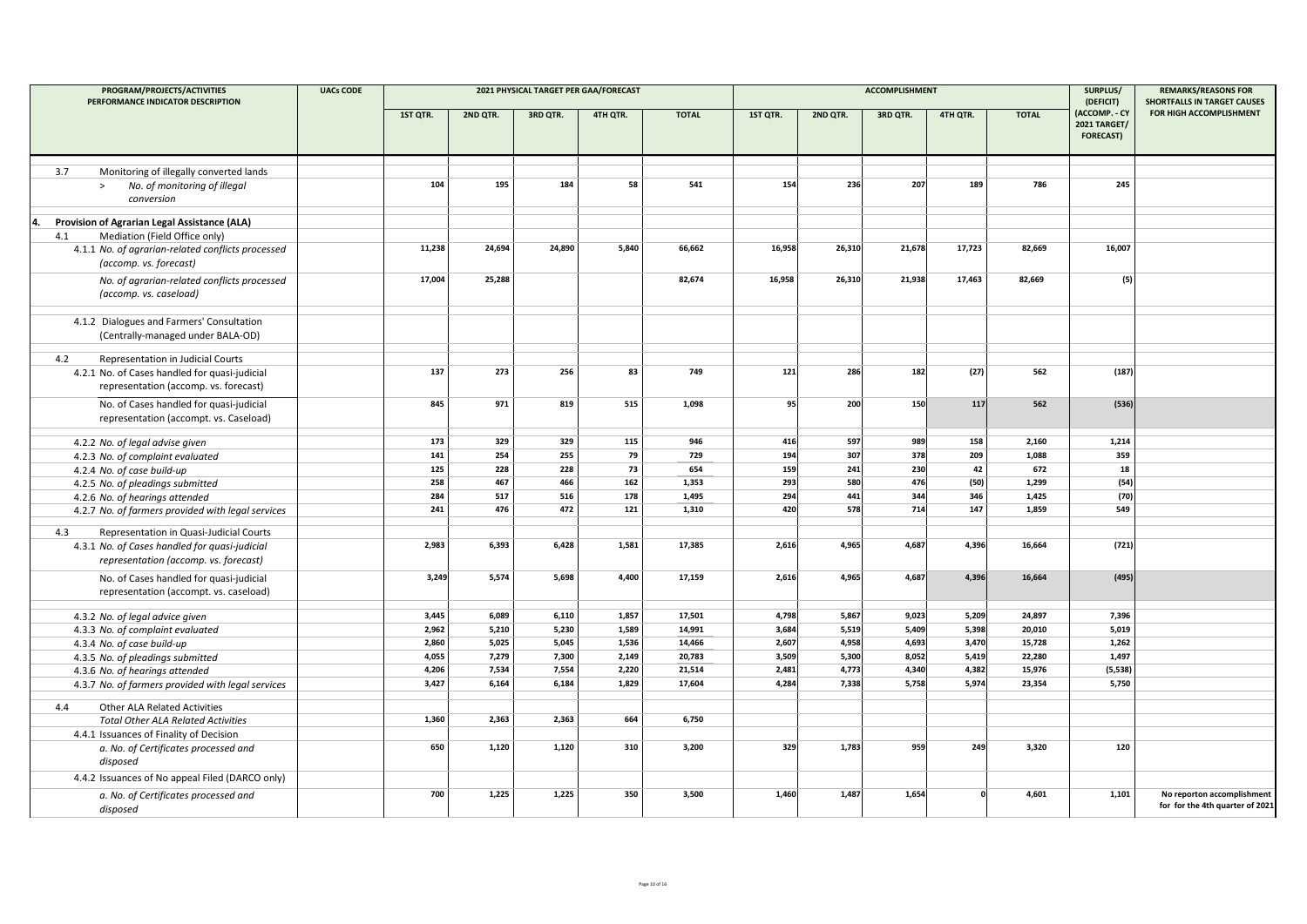| PROGRAM/PROJECTS/ACTIVITIES PERFORMANCE INDICATOR DESCRIPTION | UACs CODE | 2021 PHYSICAL TARGET PER GAA/FORECAST | | | | | ACCOMPLISHMENT | | | | | SURPLUS/ (DEFICIT) | REMARKS/REASONS FOR SHORTFALLS IN TARGET CAUSES FOR HIGH ACCOMPLISHMENT |
|---|---|---|---|---|---|---|---|---|---|---|---|---|---|
| | | 1ST QTR. | 2ND QTR. | 3RD QTR. | 4TH QTR. | TOTAL | 1ST QTR. | 2ND QTR. | 3RD QTR. | 4TH QTR. | TOTAL | (ACCOMP. - CY 2021 TARGET/ FORECAST) | |
| 3.7 Monitoring of illegally converted lands | | | | | | | | | | | | | |
| > *No. of monitoring of illegal conversion* | | 104 | 195 | 184 | 58 | 541 | 154 | 236 | 207 | 189 | 786 | 245 | |
| **4. Provision of Agrarian Legal Assistance (ALA)** | | | | | | | | | | | | | |
| 4.1 Mediation (Field Office only) | | | | | | | | | | | | | |
| 4.1.1 *No. of agrarian-related conflicts processed (accomp. vs. forecast)* | | 11,238 | 24,694 | 24,890 | 5,840 | 66,662 | 16,958 | 26,310 | 21,678 | 17,723 | 82,669 | 16,007 | |
| *No. of agrarian-related conflicts processed (accomp. vs. caseload)* | | 17,004 | 25,288 | | | 82,674 | 16,958 | 26,310 | 21,938 | 17,463 | 82,669 | (5) | |
| 4.1.2 Dialogues and Farmers' Consultation (Centrally-managed under BALA-OD) | | | | | | | | | | | | | |
| 4.2 Representation in Judicial Courts | | | | | | | | | | | | | |
| 4.2.1 No. of Cases handled for quasi-judicial representation (accomp. vs. forecast) | | 137 | 273 | 256 | 83 | 749 | 121 | 286 | 182 | (27) | 562 | (187) | |
| No. of Cases handled for quasi-judicial representation (accompt. vs. Caseload) | | 845 | 971 | 819 | 515 | 1,098 | 95 | 200 | 150 | 117 | 562 | (536) | |
| 4.2.2 *No. of legal advise given* | | 173 | 329 | 329 | 115 | 946 | 416 | 597 | 989 | 158 | 2,160 | 1,214 | |
| 4.2.3 *No. of complaint evaluated* | | 141 | 254 | 255 | 79 | 729 | 194 | 307 | 378 | 209 | 1,088 | 359 | |
| 4.2.4 *No. of case build-up* | | 125 | 228 | 228 | 73 | 654 | 159 | 241 | 230 | 42 | 672 | 18 | |
| 4.2.5 *No. of pleadings submitted* | | 258 | 467 | 466 | 162 | 1,353 | 293 | 580 | 476 | (50) | 1,299 | (54) | |
| 4.2.6 *No. of hearings attended* | | 284 | 517 | 516 | 178 | 1,495 | 294 | 441 | 344 | 346 | 1,425 | (70) | |
| 4.2.7 *No. of farmers provided with legal services* | | 241 | 476 | 472 | 121 | 1,310 | 420 | 578 | 714 | 147 | 1,859 | 549 | |
| 4.3 Representation in Quasi-Judicial Courts | | | | | | | | | | | | | |
| 4.3.1 *No. of Cases handled for quasi-judicial representation (accomp. vs. forecast)* | | 2,983 | 6,393 | 6,428 | 1,581 | 17,385 | 2,616 | 4,965 | 4,687 | 4,396 | 16,664 | (721) | |
| No. of Cases handled for quasi-judicial representation (accompt. vs. caseload) | | 3,249 | 5,574 | 5,698 | 4,400 | 17,159 | 2,616 | 4,965 | 4,687 | 4,396 | 16,664 | (495) | |
| 4.3.2 *No. of legal advice given* | | 3,445 | 6,089 | 6,110 | 1,857 | 17,501 | 4,798 | 5,867 | 9,023 | 5,209 | 24,897 | 7,396 | |
| 4.3.3 *No. of complaint evaluated* | | 2,962 | 5,210 | 5,230 | 1,589 | 14,991 | 3,684 | 5,519 | 5,409 | 5,398 | 20,010 | 5,019 | |
| 4.3.4 *No. of case build-up* | | 2,860 | 5,025 | 5,045 | 1,536 | 14,466 | 2,607 | 4,958 | 4,693 | 3,470 | 15,728 | 1,262 | |
| 4.3.5 *No. of pleadings submitted* | | 4,055 | 7,279 | 7,300 | 2,149 | 20,783 | 3,509 | 5,300 | 8,052 | 5,419 | 22,280 | 1,497 | |
| 4.3.6 *No. of hearings attended* | | 4,206 | 7,534 | 7,554 | 2,220 | 21,514 | 2,481 | 4,773 | 4,340 | 4,382 | 15,976 | (5,538) | |
| 4.3.7 *No. of farmers provided with legal services* | | 3,427 | 6,164 | 6,184 | 1,829 | 17,604 | 4,284 | 7,338 | 5,758 | 5,974 | 23,354 | 5,750 | |
| 4.4 Other ALA Related Activities | | | | | | | | | | | | | |
| *Total Other ALA Related Activities* | | 1,360 | 2,363 | 2,363 | 664 | 6,750 | | | | | | | |
| 4.4.1 Issuances of Finality of Decision | | | | | | | | | | | | | |
| *a. No. of Certificates processed and disposed* | | 650 | 1,120 | 1,120 | 310 | 3,200 | 329 | 1,783 | 959 | 249 | 3,320 | 120 | |
| 4.4.2 Issuances of No appeal Filed (DARCO only) | | | | | | | | | | | | | |
| *a. No. of Certificates processed and disposed* | | 700 | 1,225 | 1,225 | 350 | 3,500 | 1,460 | 1,487 | 1,654 | 0 | 4,601 | 1,101 | No reporton accomplishment for for the 4th quarter of 2021 |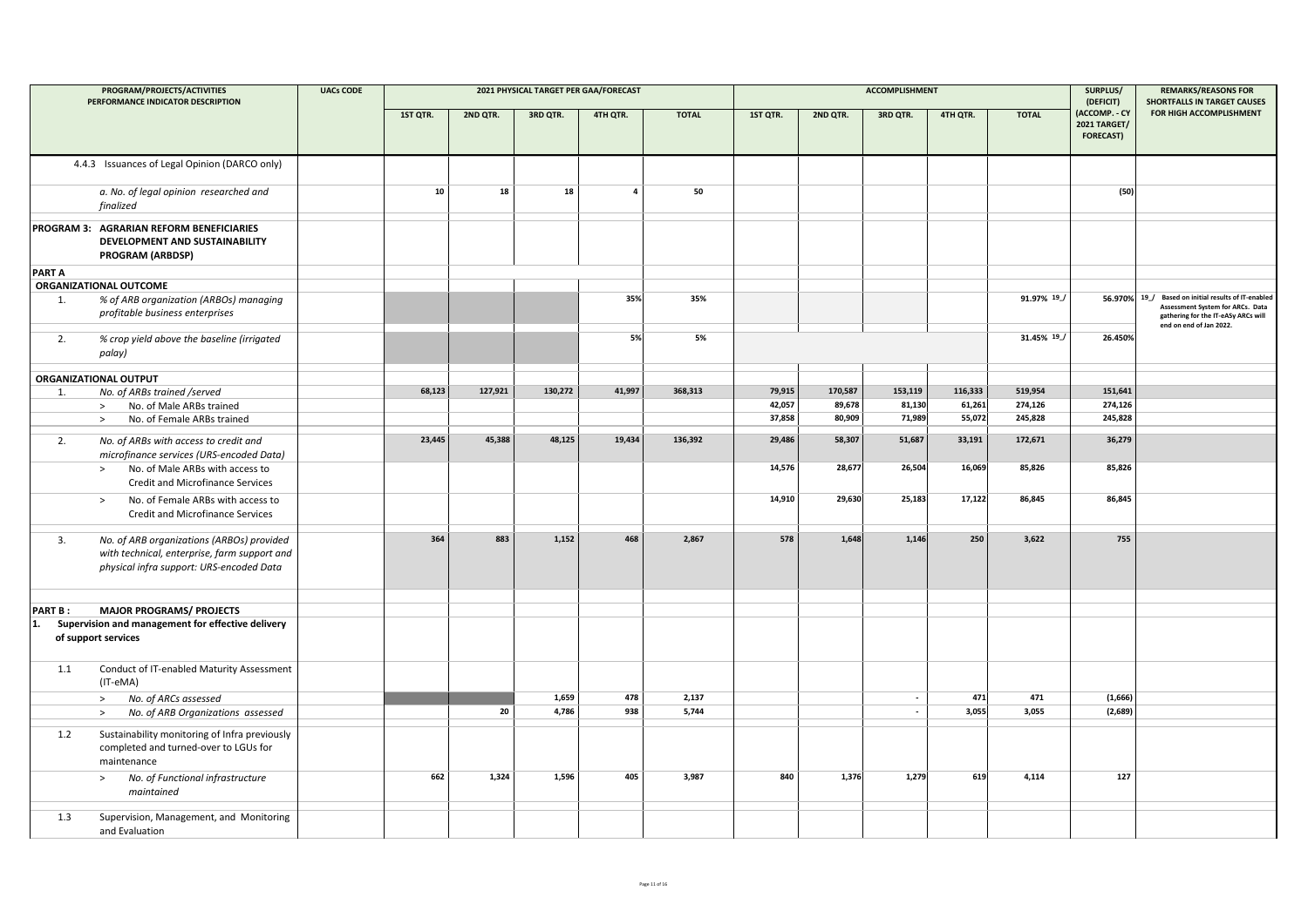| PROGRAM/PROJECTS/ACTIVITIES PERFORMANCE INDICATOR DESCRIPTION | UACs CODE | 2021 PHYSICAL TARGET PER GAA/FORECAST | | | | | ACCOMPLISHMENT | | | | | SURPLUS/ (DEFICIT) (ACCOMP. - CY 2021 TARGET/ FORECAST) | REMARKS/REASONS FOR SHORTFALLS IN TARGET CAUSES FOR HIGH ACCOMPLISHMENT |
|---|---|---|---|---|---|---|---|---|---|---|---|---|---|
| | | 1ST QTR. | 2ND QTR. | 3RD QTR. | 4TH QTR. | TOTAL | 1ST QTR. | 2ND QTR. | 3RD QTR. | 4TH QTR. | TOTAL | | |
| 4.4.3 Issuances of Legal Opinion (DARCO only) | | | | | | | | | | | | | |
| *a. No. of legal opinion researched and finalized* | | 10 | 18 | 18 | 4 | 50 | | | | | | (50) | |
| **PROGRAM 3: AGRARIAN REFORM BENEFICIARIES DEVELOPMENT AND SUSTAINABILITY PROGRAM (ARBDSP)** | | | | | | | | | | | | | |
| **PART A** | | | | | | | | | | | | | |
| **ORGANIZATIONAL OUTCOME** | | | | | | | | | | | | | |
| 1. *% of ARB organization (ARBOs) managing profitable business enterprises* | | | | | 35% | 35% | | | | | 91.97% 19_/ | 56.970% | 19_/ Based on initial results of IT-enabled Assessment System for ARCs. Data gathering for the IT-eASy ARCs will end on end of Jan 2022. |
| 2. *% crop yield above the baseline (irrigated palay)* | | | | | 5% | 5% | | | | | 31.45% 19_/ | 26.450% | |
| **ORGANIZATIONAL OUTPUT** | | | | | | | | | | | | | |
| 1. *No. of ARBs trained /served* | | 68,123 | 127,921 | 130,272 | 41,997 | 368,313 | 79,915 | 170,587 | 153,119 | 116,333 | 519,954 | 151,641 | |
| > No. of Male ARBs trained | | | | | | | 42,057 | 89,678 | 81,130 | 61,261 | 274,126 | 274,126 | |
| > No. of Female ARBs trained | | | | | | | 37,858 | 80,909 | 71,989 | 55,072 | 245,828 | 245,828 | |
| 2. *No. of ARBs with access to credit and microfinance services (URS-encoded Data)* | | 23,445 | 45,388 | 48,125 | 19,434 | 136,392 | 29,486 | 58,307 | 51,687 | 33,191 | 172,671 | 36,279 | |
| > No. of Male ARBs with access to Credit and Microfinance Services | | | | | | | 14,576 | 28,677 | 26,504 | 16,069 | 85,826 | 85,826 | |
| > No. of Female ARBs with access to Credit and Microfinance Services | | | | | | | 14,910 | 29,630 | 25,183 | 17,122 | 86,845 | 86,845 | |
| 3. *No. of ARB organizations (ARBOs) provided with technical, enterprise, farm support and physical infra support: URS-encoded Data* | | 364 | 883 | 1,152 | 468 | 2,867 | 578 | 1,648 | 1,146 | 250 | 3,622 | 755 | |
| **PART B : MAJOR PROGRAMS/ PROJECTS** | | | | | | | | | | | | | |
| **1. Supervision and management for effective delivery of support services** | | | | | | | | | | | | | |
| 1.1 Conduct of IT-enabled Maturity Assessment (IT-eMA) | | | | | | | | | | | | | |
| > *No. of ARCs assessed* | | | | 1,659 | 478 | 2,137 | | | - | 471 | 471 | (1,666) | |
| > *No. of ARB Organizations assessed* | | | 20 | 4,786 | 938 | 5,744 | | | - | 3,055 | 3,055 | (2,689) | |
| 1.2 Sustainability monitoring of Infra previously completed and turned-over to LGUs for maintenance | | | | | | | | | | | | | |
| > *No. of Functional infrastructure maintained* | | 662 | 1,324 | 1,596 | 405 | 3,987 | 840 | 1,376 | 1,279 | 619 | 4,114 | 127 | |
| 1.3 Supervision, Management, and Monitoring and Evaluation | | | | | | | | | | | | | |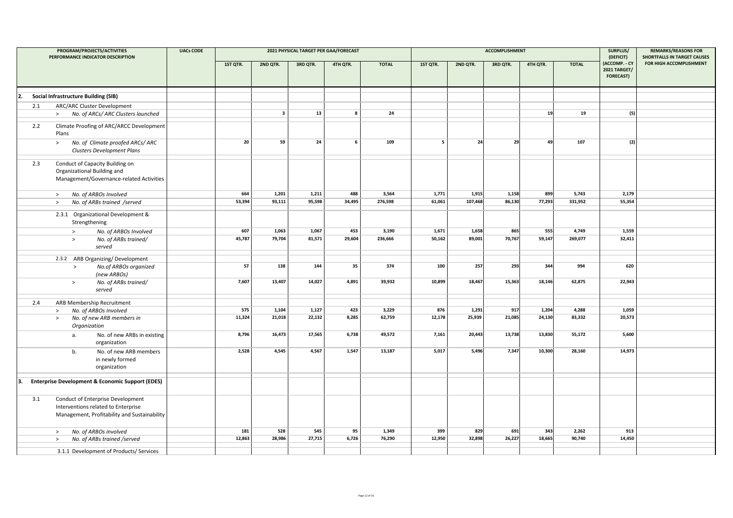| PROGRAM/PROJECTS/ACTIVITIES PERFORMANCE INDICATOR DESCRIPTION | UACs CODE | 2021 PHYSICAL TARGET PER GAA/FORECAST | | | | | ACCOMPLISHMENT | | | | | SURPLUS/ (DEFICIT) (ACCOMP. - CY 2021 TARGET/ FORECAST) | REMARKS/REASONS FOR SHORTFALLS IN TARGET CAUSES FOR HIGH ACCOMPLISHMENT |
|---|---|---|---|---|---|---|---|---|---|---|---|---|---|
| | | 1ST QTR. | 2ND QTR. | 3RD QTR. | 4TH QTR. | TOTAL | 1ST QTR. | 2ND QTR. | 3RD QTR. | 4TH QTR. | TOTAL | | |
| **2. Social Infrastructure Building (SIB)** | | | | | | | | | | | | | |
| 2.1 ARC/ARC Cluster Development | | | | | | | | | | | | | |
| > *No. of ARCs/ ARC Clusters launched* | | | 3 | 13 | 8 | 24 | | | | 19 | 19 | (5) | |
| 2.2 Climate Proofing of ARC/ARCC Development Plans | | | | | | | | | | | | | |
| > *No. of Climate proofed ARCs/ ARC Clusters Development Plans* | | 20 | 59 | 24 | 6 | 109 | 5 | 24 | 29 | 49 | 107 | (2) | |
| 2.3 Conduct of Capacity Building on Organizational Building and Management/Governance-related Activities | | | | | | | | | | | | | |
| > *No. of ARBOs Involved* | | 664 | 1,201 | 1,211 | 488 | 3,564 | 1,771 | 1,915 | 1,158 | 899 | 5,743 | 2,179 | |
| > *No. of ARBs trained /served* | | 53,394 | 93,111 | 95,598 | 34,495 | 276,598 | 61,061 | 107,468 | 86,130 | 77,293 | 331,952 | 55,354 | |
| 2.3.1 Organizational Development & Strengthening | | | | | | | | | | | | | |
| > *No. of ARBOs Involved* | | 607 | 1,063 | 1,067 | 453 | 3,190 | 1,671 | 1,658 | 865 | 555 | 4,749 | 1,559 | |
| > *No. of ARBs trained/ served* | | 45,787 | 79,704 | 81,571 | 29,604 | 236,666 | 50,162 | 89,001 | 70,767 | 59,147 | 269,077 | 32,411 | |
| 2.3.2 ARB Organizing/ Development | | | | | | | | | | | | | |
| > *No.of ARBOs organized (new ARBOs)* | | 57 | 138 | 144 | 35 | 374 | 100 | 257 | 293 | 344 | 994 | 620 | |
| > *No. of ARBs trained/ served* | | 7,607 | 13,407 | 14,027 | 4,891 | 39,932 | 10,899 | 18,467 | 15,363 | 18,146 | 62,875 | 22,943 | |
| 2.4 ARB Membership Recruitment | | | | | | | | | | | | | |
| > *No. of ARBOs Involved* | | 575 | 1,104 | 1,127 | 423 | 3,229 | 876 | 1,291 | 917 | 1,204 | 4,288 | 1,059 | |
| > *No. of new ARB members in Organization* | | 11,324 | 21,018 | 22,132 | 8,285 | 62,759 | 12,178 | 25,939 | 21,085 | 24,130 | 83,332 | 20,573 | |
| a. No. of new ARBs in existing organization | | 8,796 | 16,473 | 17,565 | 6,738 | 49,572 | 7,161 | 20,443 | 13,738 | 13,830 | 55,172 | 5,600 | |
| b. No. of new ARB members in newly formed organization | | 2,528 | 4,545 | 4,567 | 1,547 | 13,187 | 5,017 | 5,496 | 7,347 | 10,300 | 28,160 | 14,973 | |
| **3. Enterprise Development & Economic Support (EDES)** | | | | | | | | | | | | | |
| 3.1 Conduct of Enterprise Development Interventions related to Enterprise Management, Profitability and Sustainability | | | | | | | | | | | | | |
| > *No. of ARBOs involved* | | 181 | 528 | 545 | 95 | 1,349 | 399 | 829 | 691 | 343 | 2,262 | 913 | |
| > *No. of ARBs trained /served* | | 12,863 | 28,986 | 27,715 | 6,726 | 76,290 | 12,950 | 32,898 | 26,227 | 18,665 | 90,740 | 14,450 | |
| 3.1.1 Development of Products/ Services | | | | | | | | | | | | | |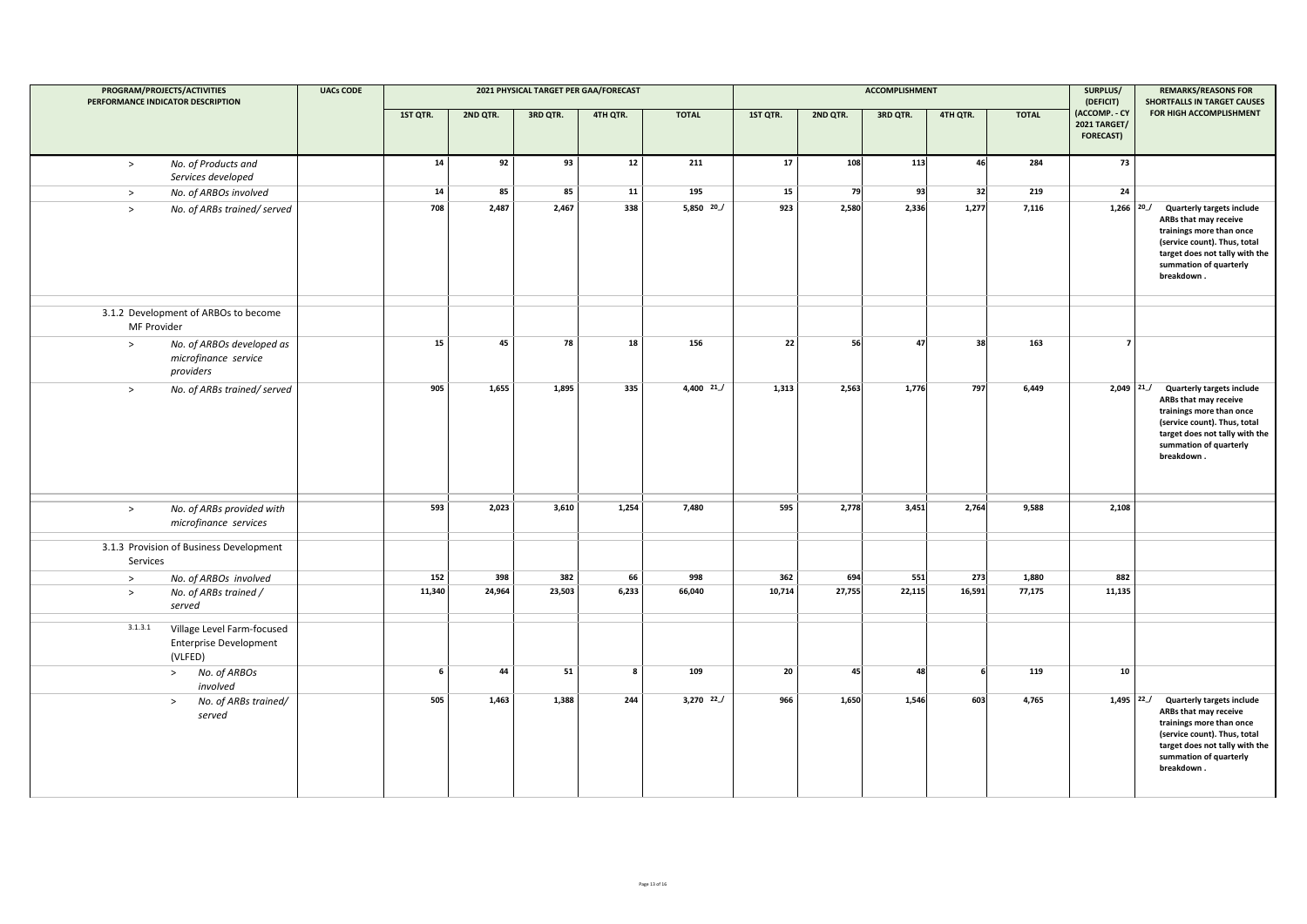| PROGRAM/PROJECTS/ACTIVITIES PERFORMANCE INDICATOR DESCRIPTION | UACs CODE | 2021 PHYSICAL TARGET PER GAA/FORECAST | | | | | ACCOMPLISHMENT | | | | | SURPLUS/ (DEFICIT) | REMARKS/REASONS FOR SHORTFALLS IN TARGET CAUSES |
|---|---|---|---|---|---|---|---|---|---|---|---|---|---|
| | | 1ST QTR. | 2ND QTR. | 3RD QTR. | 4TH QTR. | TOTAL | 1ST QTR. | 2ND QTR. | 3RD QTR. | 4TH QTR. | TOTAL | (ACCOMP. - CY 2021 TARGET/ FORECAST) | FOR HIGH ACCOMPLISHMENT |
| > *No. of Products and Services developed* | | 14 | 92 | 93 | 12 | 211 | 17 | 108 | 113 | 46 | 284 | 73 | |
| > *No. of ARBOs involved* | | 14 | 85 | 85 | 11 | 195 | 15 | 79 | 93 | 32 | 219 | 24 | |
| > *No. of ARBs trained/ served* | | 708 | 2,487 | 2,467 | 338 | 5,850 20_/ | 923 | 2,580 | 2,336 | 1,277 | 7,116 | 1,266 | 20_/ **Quarterly targets include ARBs that may receive trainings more than once (service count). Thus, total target does not tally with the summation of quarterly breakdown .** |
| 3.1.2 Development of ARBOs to become MF Provider | | | | | | | | | | | | | |
| > *No. of ARBOs developed as microfinance service providers* | | 15 | 45 | 78 | 18 | 156 | 22 | 56 | 47 | 38 | 163 | 7 | |
| > *No. of ARBs trained/ served* | | 905 | 1,655 | 1,895 | 335 | 4,400 21_/ | 1,313 | 2,563 | 1,776 | 797 | 6,449 | 2,049 | 21_/ **Quarterly targets include ARBs that may receive trainings more than once (service count). Thus, total target does not tally with the summation of quarterly breakdown .** |
| > *No. of ARBs provided with microfinance services* | | 593 | 2,023 | 3,610 | 1,254 | 7,480 | 595 | 2,778 | 3,451 | 2,764 | 9,588 | 2,108 | |
| 3.1.3 Provision of Business Development Services | | | | | | | | | | | | | |
| > *No. of ARBOs involved* | | 152 | 398 | 382 | 66 | 998 | 362 | 694 | 551 | 273 | 1,880 | 882 | |
| > *No. of ARBs trained / served* | | 11,340 | 24,964 | 23,503 | 6,233 | 66,040 | 10,714 | 27,755 | 22,115 | 16,591 | 77,175 | 11,135 | |
| 3.1.3.1 Village Level Farm-focused Enterprise Development (VLFED) | | | | | | | | | | | | | |
| > *No. of ARBOs involved* | | 6 | 44 | 51 | 8 | 109 | 20 | 45 | 48 | 6 | 119 | 10 | |
| > *No. of ARBs trained/ served* | | 505 | 1,463 | 1,388 | 244 | 3,270 22_/ | 966 | 1,650 | 1,546 | 603 | 4,765 | 1,495 | 22_/ **Quarterly targets include ARBs that may receive trainings more than once (service count). Thus, total target does not tally with the summation of quarterly breakdown .** |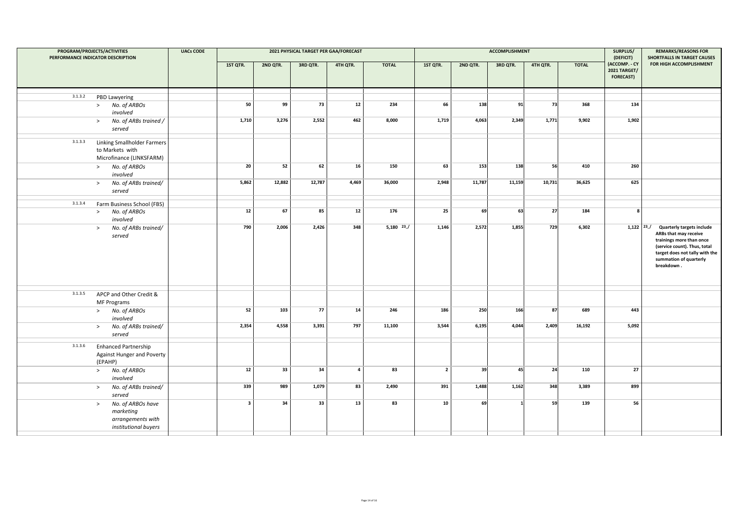| PROGRAM/PROJECTS/ACTIVITIES PERFORMANCE INDICATOR DESCRIPTION | UACs CODE | 2021 PHYSICAL TARGET PER GAA/FORECAST | | | | | ACCOMPLISHMENT | | | | | SURPLUS/ (DEFICIT) (ACCOMP. - CY 2021 TARGET/ FORECAST) | REMARKS/REASONS FOR SHORTFALLS IN TARGET CAUSES FOR HIGH ACCOMPLISHMENT |
|---|---|---|---|---|---|---|---|---|---|---|---|---|---|
| | | 1ST QTR. | 2ND QTR. | 3RD QTR. | 4TH QTR. | TOTAL | 1ST QTR. | 2ND QTR. | 3RD QTR. | 4TH QTR. | TOTAL | | |
| 3.1.3.2 PBD Lawyering | | | | | | | | | | | | | |
| > *No. of ARBOs involved* | | 50 | 99 | 73 | 12 | 234 | 66 | 138 | 91 | 73 | 368 | 134 | |
| > *No. of ARBs trained / served* | | 1,710 | 3,276 | 2,552 | 462 | 8,000 | 1,719 | 4,063 | 2,349 | 1,771 | 9,902 | 1,902 | |
| 3.1.3.3 Linking Smallholder Farmers to Markets with Microfinance (LINKSFARM) | | | | | | | | | | | | | |
| > *No. of ARBOs involved* | | 20 | 52 | 62 | 16 | 150 | 63 | 153 | 138 | 56 | 410 | 260 | |
| > *No. of ARBs trained/ served* | | 5,862 | 12,882 | 12,787 | 4,469 | 36,000 | 2,948 | 11,787 | 11,159 | 10,731 | 36,625 | 625 | |
| 3.1.3.4 Farm Business School (FBS) | | | | | | | | | | | | | |
| > *No. of ARBOs involved* | | 12 | 67 | 85 | 12 | 176 | 25 | 69 | 63 | 27 | 184 | 8 | |
| > *No. of ARBs trained/ served* | | 790 | 2,006 | 2,426 | 348 | 5,180 23_/ | 1,146 | 2,572 | 1,855 | 729 | 6,302 | 1,122 | 23_/ **Quarterly targets include ARBs that may receive trainings more than once (service count). Thus, total target does not tally with the summation of quarterly breakdown .** |
| 3.1.3.5 APCP and Other Credit & MF Programs | | | | | | | | | | | | | |
| > *No. of ARBOs involved* | | 52 | 103 | 77 | 14 | 246 | 186 | 250 | 166 | 87 | 689 | 443 | |
| > *No. of ARBs trained/ served* | | 2,354 | 4,558 | 3,391 | 797 | 11,100 | 3,544 | 6,195 | 4,044 | 2,409 | 16,192 | 5,092 | |
| 3.1.3.6 Enhanced Partnership Against Hunger and Poverty (EPAHP) | | | | | | | | | | | | | |
| > *No. of ARBOs involved* | | 12 | 33 | 34 | 4 | 83 | 2 | 39 | 45 | 24 | 110 | 27 | |
| > *No. of ARBs trained/ served* | | 339 | 989 | 1,079 | 83 | 2,490 | 391 | 1,488 | 1,162 | 348 | 3,389 | 899 | |
| > *No. of ARBOs have marketing arrangements with institutional buyers* | | 3 | 34 | 33 | 13 | 83 | 10 | 69 | 1 | 59 | 139 | 56 | |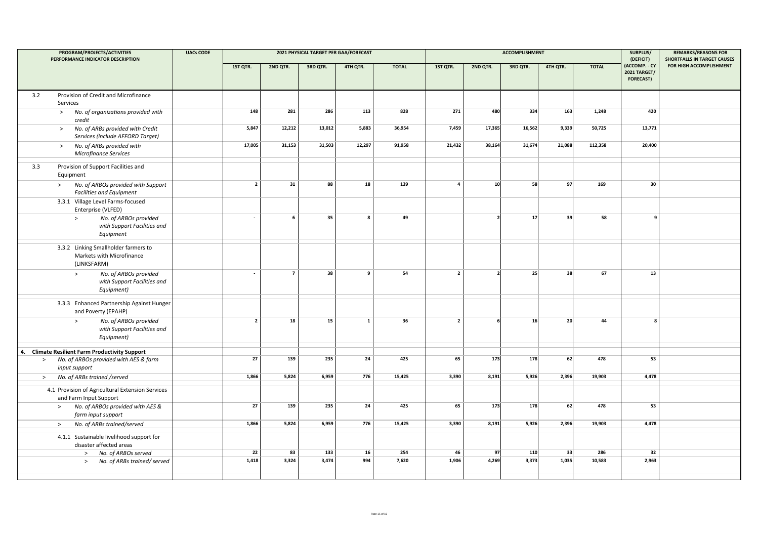| PROGRAM/PROJECTS/ACTIVITIES PERFORMANCE INDICATOR DESCRIPTION | UACs CODE | 2021 PHYSICAL TARGET PER GAA/FORECAST | | | | | ACCOMPLISHMENT | | | | | SURPLUS/ (DEFICIT) (ACCOMP. - CY 2021 TARGET/ FORECAST) | REMARKS/REASONS FOR SHORTFALLS IN TARGET CAUSES FOR HIGH ACCOMPLISHMENT |
|---|---|---|---|---|---|---|---|---|---|---|---|---|---|
| | | 1ST QTR. | 2ND QTR. | 3RD QTR. | 4TH QTR. | TOTAL | 1ST QTR. | 2ND QTR. | 3RD QTR. | 4TH QTR. | TOTAL | | |
| 3.2 Provision of Credit and Microfinance Services | | | | | | | | | | | | | |
| > *No. of organizations provided with credit* | | 148 | 281 | 286 | 113 | 828 | 271 | 480 | 334 | 163 | 1,248 | 420 | |
| > *No. of ARBs provided with Credit Services (include AFFORD Target)* | | 5,847 | 12,212 | 13,012 | 5,883 | 36,954 | 7,459 | 17,365 | 16,562 | 9,339 | 50,725 | 13,771 | |
| > *No. of ARBs provided with Microfinance Services* | | 17,005 | 31,153 | 31,503 | 12,297 | 91,958 | 21,432 | 38,164 | 31,674 | 21,088 | 112,358 | 20,400 | |
| 3.3 Provision of Support Facilities and Equipment | | | | | | | | | | | | | |
| > *No. of ARBOs provided with Support Facilities and Equipment* | | 2 | 31 | 88 | 18 | 139 | 4 | 10 | 58 | 97 | 169 | 30 | |
| 3.3.1 Village Level Farms-focused Enterprise (VLFED) | | | | | | | | | | | | | |
| > *No. of ARBOs provided with Support Facilities and Equipment* | | - | 6 | 35 | 8 | 49 | | 2 | 17 | 39 | 58 | 9 | |
| 3.3.2 Linking Smallholder farmers to Markets with Microfinance (LINKSFARM) | | | | | | | | | | | | | |
| > *No. of ARBOs provided with Support Facilities and Equipment)* | | - | 7 | 38 | 9 | 54 | 2 | 2 | 25 | 38 | 67 | 13 | |
| 3.3.3 Enhanced Partnership Against Hunger and Poverty (EPAHP) | | | | | | | | | | | | | |
| > *No. of ARBOs provided with Support Facilities and Equipment)* | | 2 | 18 | 15 | 1 | 36 | 2 | 6 | 16 | 20 | 44 | 8 | |
| **4. Climate Resilient Farm Productivity Support** | | | | | | | | | | | | | |
| > *No. of ARBOs provided with AES & farm input support* | | 27 | 139 | 235 | 24 | 425 | 65 | 173 | 178 | 62 | 478 | 53 | |
| > *No. of ARBs trained /served* | | 1,866 | 5,824 | 6,959 | 776 | 15,425 | 3,390 | 8,191 | 5,926 | 2,396 | 19,903 | 4,478 | |
| 4.1 Provision of Agricultural Extension Services and Farm Input Support | | | | | | | | | | | | | |
| > *No. of ARBOs provided with AES & farm input support* | | 27 | 139 | 235 | 24 | 425 | 65 | 173 | 178 | 62 | 478 | 53 | |
| > *No. of ARBs trained/served* | | 1,866 | 5,824 | 6,959 | 776 | 15,425 | 3,390 | 8,191 | 5,926 | 2,396 | 19,903 | 4,478 | |
| 4.1.1 Sustainable livelihood support for disaster affected areas | | | | | | | | | | | | | |
| > *No. of ARBOs served* | | 22 | 83 | 133 | 16 | 254 | 46 | 97 | 110 | 33 | 286 | 32 | |
| > *No. of ARBs trained/ served* | | 1,418 | 3,324 | 3,474 | 994 | 7,620 | 1,906 | 4,269 | 3,373 | 1,035 | 10,583 | 2,963 | |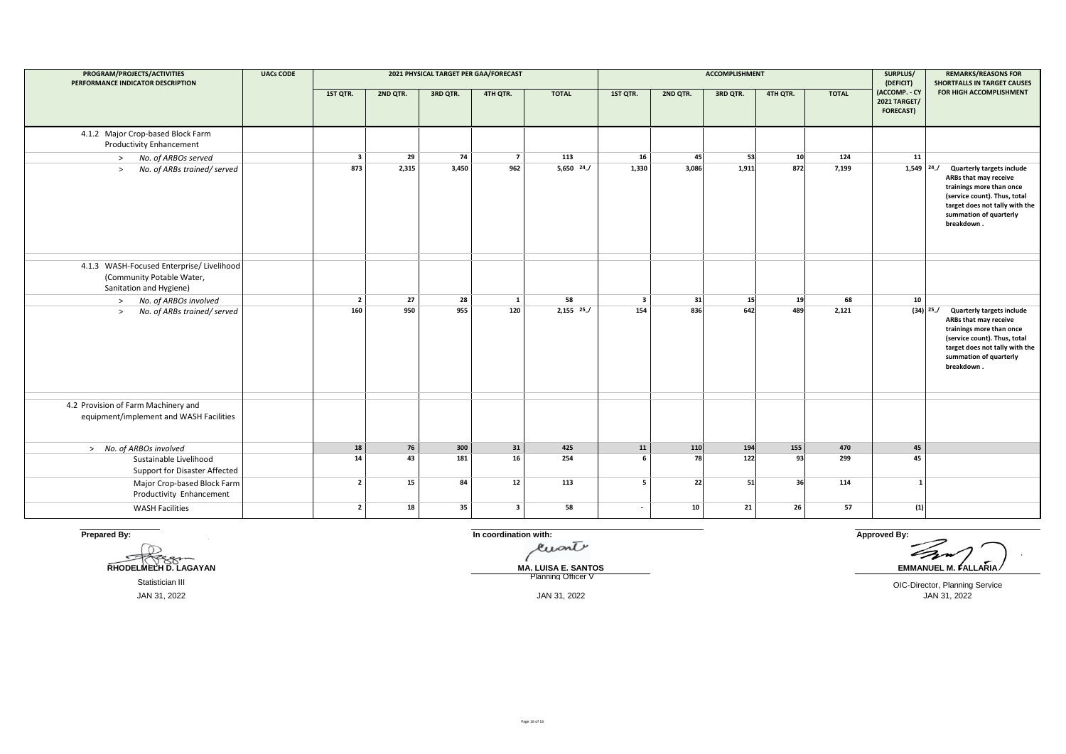| PROGRAM/PROJECTS/ACTIVITIES PERFORMANCE INDICATOR DESCRIPTION | UACs CODE | 2021 PHYSICAL TARGET PER GAA/FORECAST | | | | | ACCOMPLISHMENT | | | | | SURPLUS/ (DEFICIT) | REMARKS/REASONS FOR SHORTFALLS IN TARGET CAUSES FOR HIGH ACCOMPLISHMENT |
|---|---|---|---|---|---|---|---|---|---|---|---|---|---|
| | | 1ST QTR. | 2ND QTR. | 3RD QTR. | 4TH QTR. | TOTAL | 1ST QTR. | 2ND QTR. | 3RD QTR. | 4TH QTR. | TOTAL | (ACCOMP. - CY 2021 TARGET/ FORECAST) | |
| 4.1.2 Major Crop-based Block Farm Productivity Enhancement | | | | | | | | | | | | | |
| > *No. of ARBOs served* | | 3 | 29 | 74 | 7 | 113 | 16 | 45 | 53 | 10 | 124 | 11 | |
| > *No. of ARBs trained/ served* | | 873 | 2,315 | 3,450 | 962 | 5,650 24_/ | 1,330 | 3,086 | 1,911 | 872 | 7,199 | 1,549 | 24_/ **Quarterly targets include ARBs that may receive trainings more than once (service count). Thus, total target does not tally with the summation of quarterly breakdown .** |
| 4.1.3 WASH-Focused Enterprise/ Livelihood (Community Potable Water, Sanitation and Hygiene) | | | | | | | | | | | | | |
| > *No. of ARBOs involved* | | 2 | 27 | 28 | 1 | 58 | 3 | 31 | 15 | 19 | 68 | 10 | |
| > *No. of ARBs trained/ served* | | 160 | 950 | 955 | 120 | 2,155 25_/ | 154 | 836 | 642 | 489 | 2,121 | (34) | 25_/ **Quarterly targets include ARBs that may receive trainings more than once (service count). Thus, total target does not tally with the summation of quarterly breakdown .** |
| 4.2 Provision of Farm Machinery and equipment/implement and WASH Facilities | | | | | | | | | | | | | |
| > *No. of ARBOs involved* | | 18 | 76 | 300 | 31 | 425 | 11 | 110 | 194 | 155 | 470 | 45 | |
| Sustainable Livelihood Support for Disaster Affected | | 14 | 43 | 181 | 16 | 254 | 6 | 78 | 122 | 93 | 299 | 45 | |
| Major Crop-based Block Farm Productivity Enhancement | | 2 | 15 | 84 | 12 | 113 | 5 | 22 | 51 | 36 | 114 | 1 | |
| WASH Facilities | | 2 | 18 | 35 | 3 | 58 | - | 10 | 21 | 26 | 57 | (1) | |

**Prepared By:**

**RHODELMELH D. LAGAYAN**
Statistician III
JAN 31, 2022

**In coordination with:**

**MA. LUISA E. SANTOS**
Planning Officer V
JAN 31, 2022

**Approved By:**

**EMMANUEL M. FALLARIA**
OIC-Director, Planning Service
JAN 31, 2022